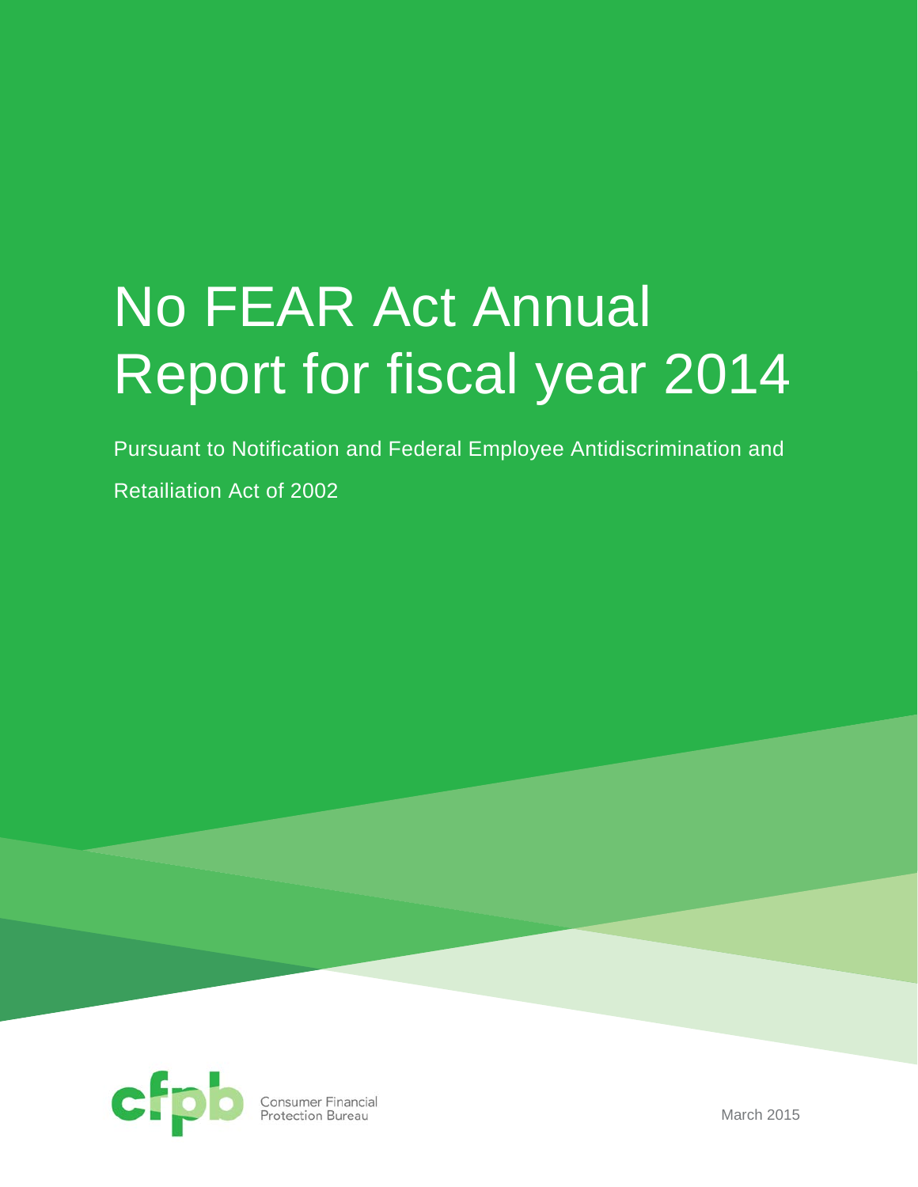# No FEAR Act Annual Report for fiscal year 2014

Pursuant to Notification and Federal Employee Antidiscrimination and Retailiation Act of 2002

Consumer Financial Protection Bureau

March 2015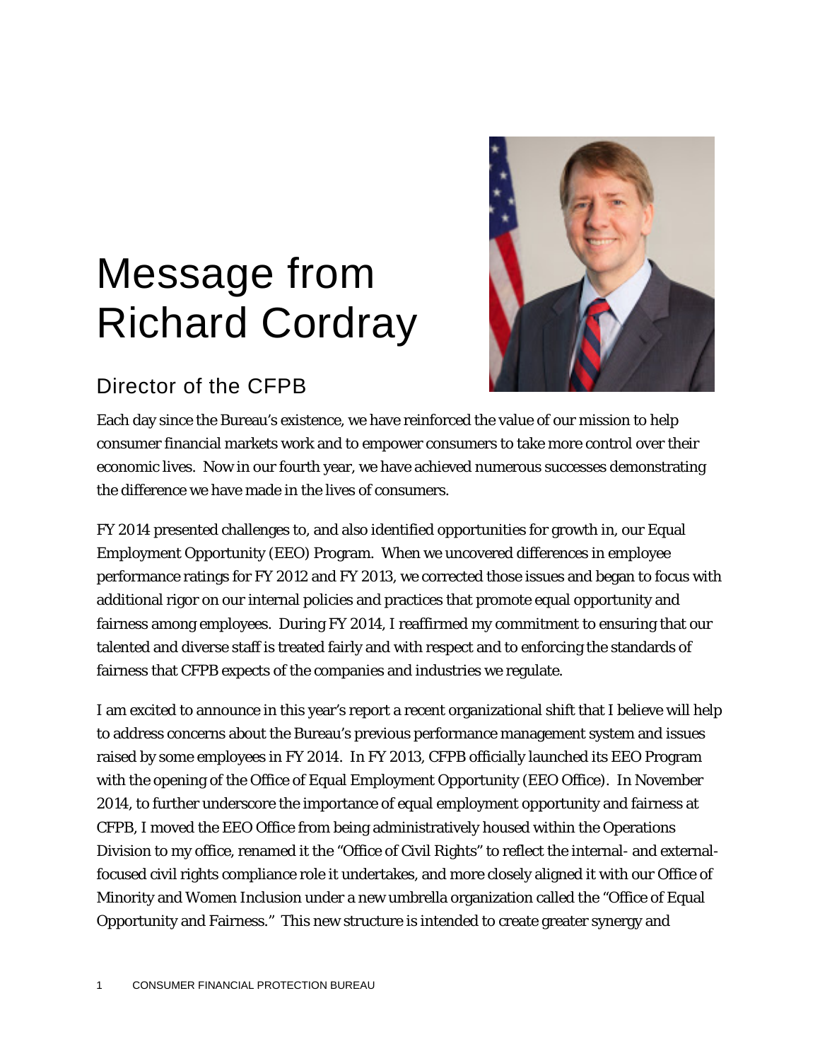# Message from Richard Cordray

## Director of the CFPB

Each day since the Bureau's existence, we have reinforced the value of our mission to help consumer financial markets work and to empower consumers to take more control over their economic lives. Now in our fourth year, we have achieved numerous successes demonstrating the difference we have made in the lives of consumers.

FY 2014 presented challenges to, and also identified opportunities for growth in, our Equal Employment Opportunity (EEO) Program. When we uncovered differences in employee performance ratings for FY 2012 and FY 2013, we corrected those issues and began to focus with additional rigor on our internal policies and practices that promote equal opportunity and fairness among employees. During FY 2014, I reaffirmed my commitment to ensuring that our talented and diverse staff is treated fairly and with respect and to enforcing the standards of fairness that CFPB expects of the companies and industries we regulate.

I am excited to announce in this year's report a recent organizational shift that I believe will help to address concerns about the Bureau's previous performance management system and issues raised by some employees in FY 2014. In FY 2013, CFPB officially launched its EEO Program with the opening of the Office of Equal Employment Opportunity (EEO Office). In November 2014, to further underscore the importance of equal employment opportunity and fairness at CFPB, I moved the EEO Office from being administratively housed within the Operations Division to my office, renamed it the "Office of Civil Rights" to reflect the internal- and external-focused civil rights compliance role it undertakes, and more closely aligned it with our Office of Minority and Women Inclusion under a new umbrella organization called the "Office of Equal Opportunity and Fairness." This new structure is intended to create greater synergy and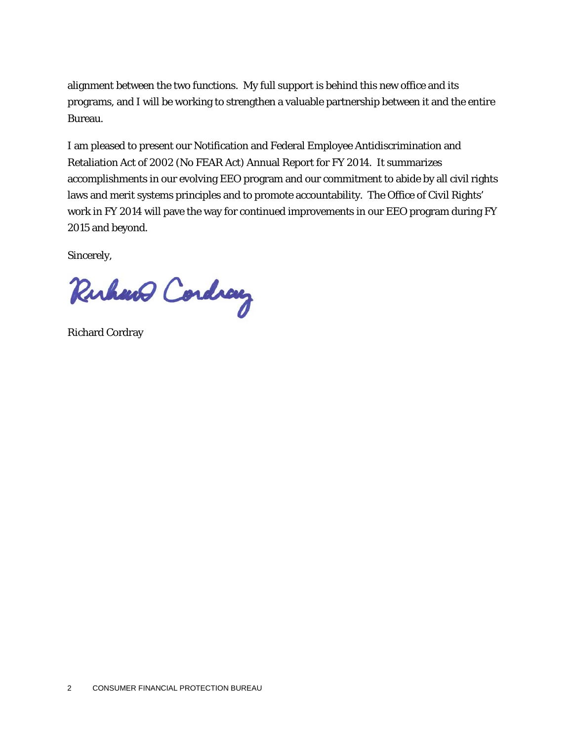alignment between the two functions. My full support is behind this new office and its programs, and I will be working to strengthen a valuable partnership between it and the entire Bureau.

I am pleased to present our Notification and Federal Employee Antidiscrimination and Retaliation Act of 2002 (No FEAR Act) Annual Report for FY 2014. It summarizes accomplishments in our evolving EEO program and our commitment to abide by all civil rights laws and merit systems principles and to promote accountability. The Office of Civil Rights' work in FY 2014 will pave the way for continued improvements in our EEO program during FY 2015 and beyond.

Sincerely,

Richard Cordray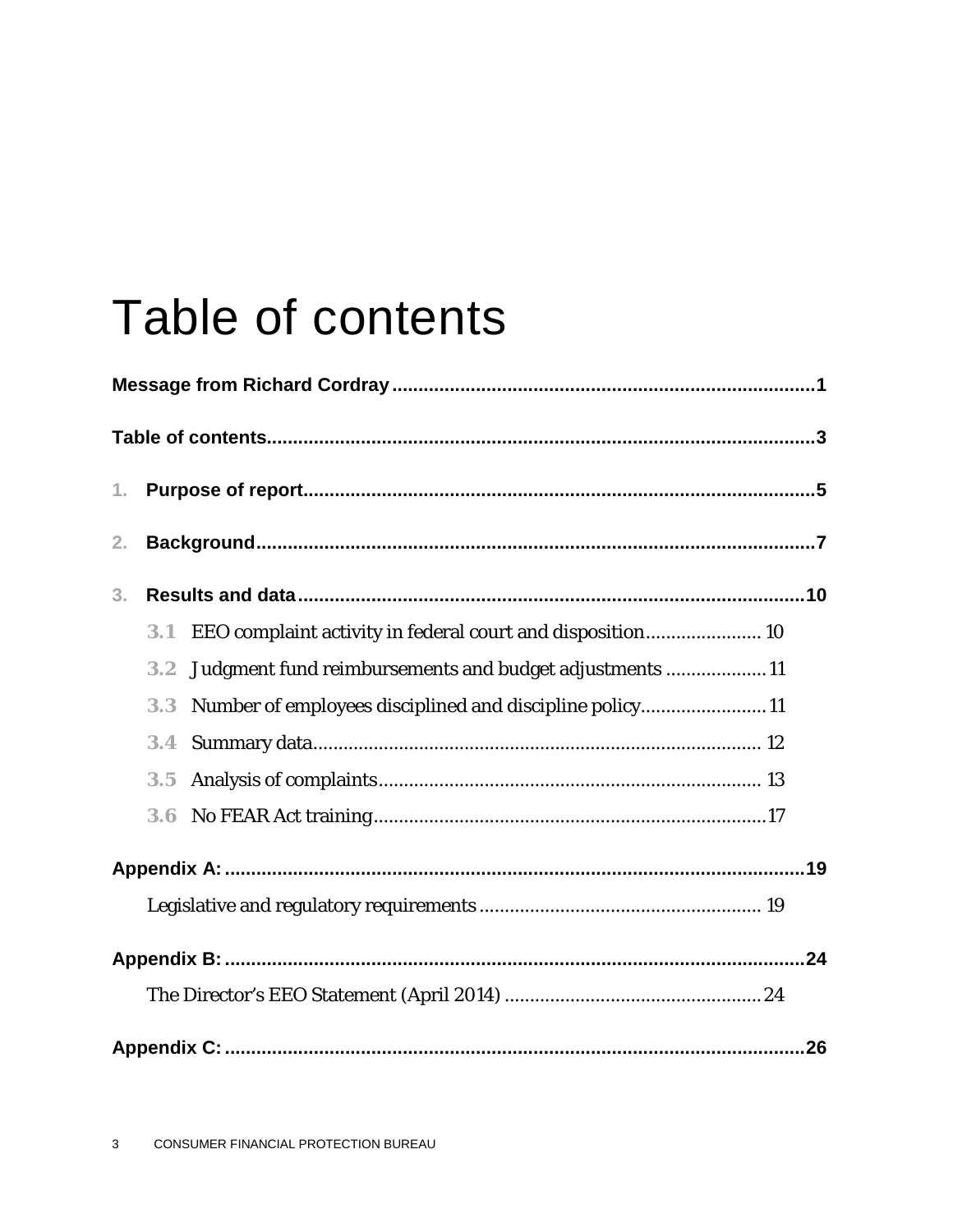# Table of contents

**Message from Richard Cordray** ................................................................................ **1**

**Table of contents** ...................................................................................................... **3**

1. **Purpose of report** ................................................................................................. **5**

2. **Background** .......................................................................................................... **7**

3. **Results and data** ................................................................................................. **10**

   3.1 EEO complaint activity in federal court and disposition ....................... 10

   3.2 Judgment fund reimbursements and budget adjustments .................... 11

   3.3 Number of employees disciplined and discipline policy ......................... 11

   3.4 Summary data ........................................................................................ 12

   3.5 Analysis of complaints ........................................................................... 13

   3.6 No FEAR Act training ............................................................................. 17

**Appendix A:** ............................................................................................................... **19**

   Legislative and regulatory requirements ....................................................... 19

**Appendix B:** ............................................................................................................... **24**

   The Director's EEO Statement (April 2014) ................................................... 24

**Appendix C:** ............................................................................................................... **26**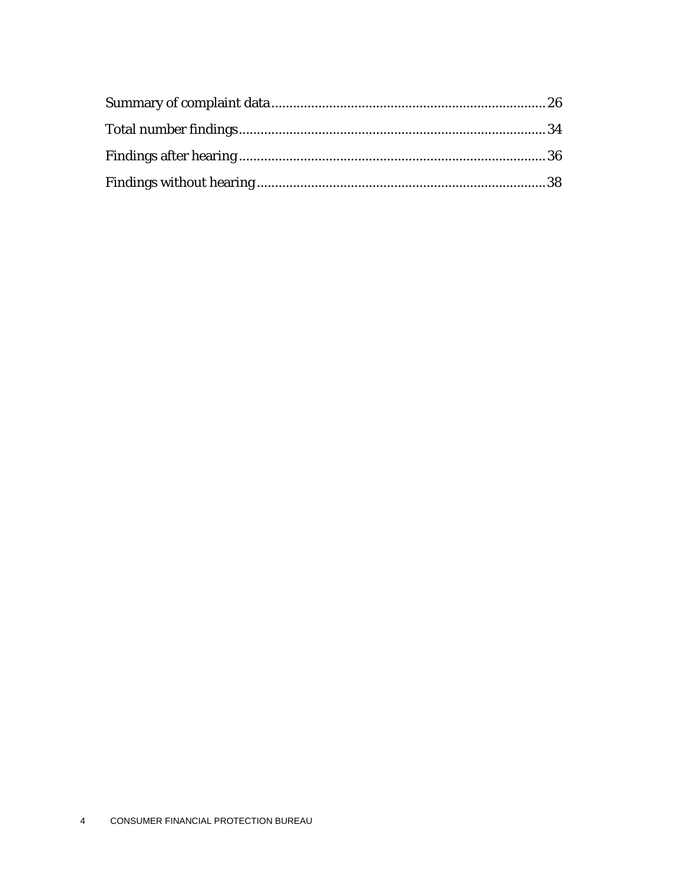Summary of complaint data............................................................................26

Total number findings......................................................................................34

Findings after hearing.....................................................................................36

Findings without hearing..................................................................................38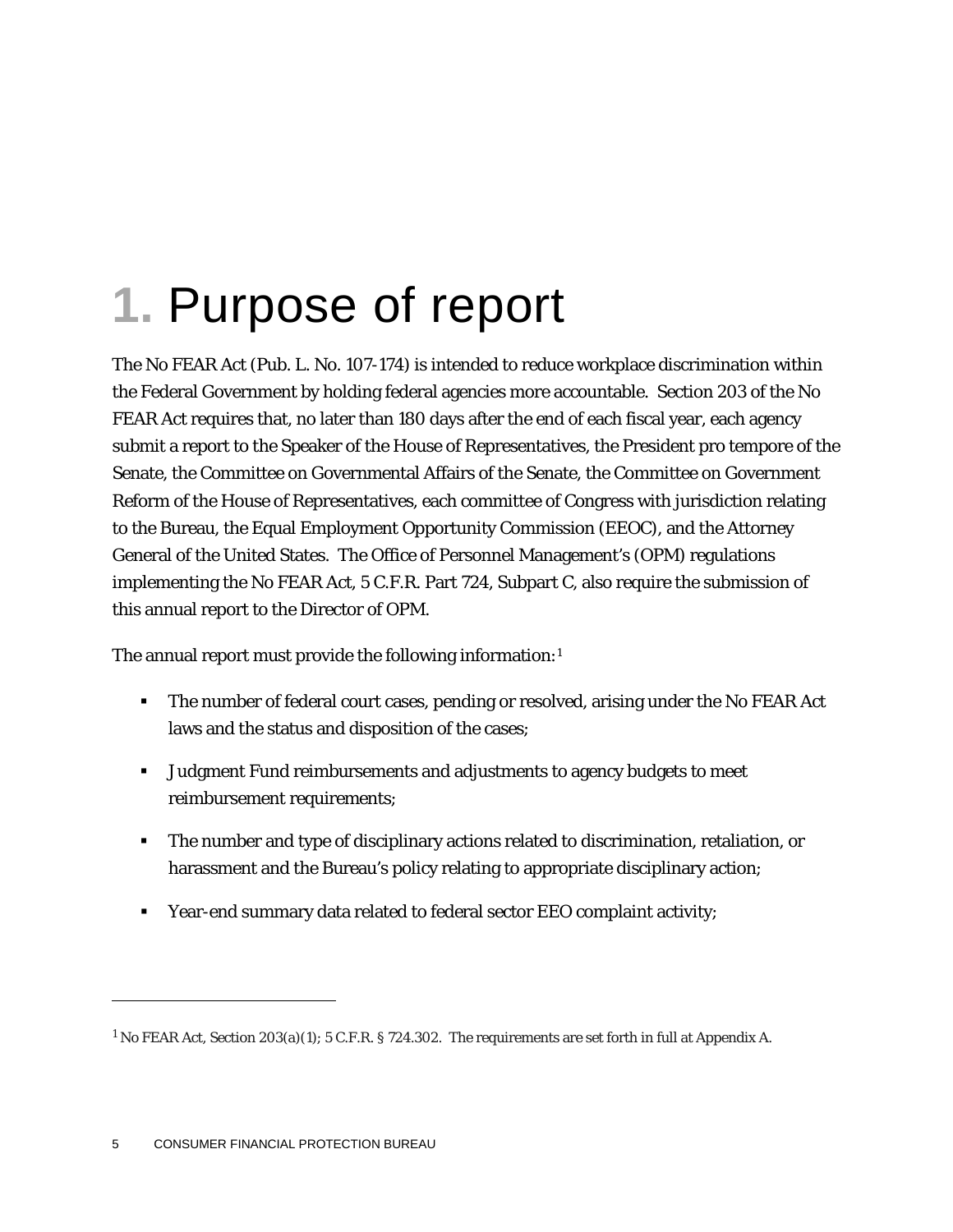# 1. Purpose of report

The No FEAR Act (Pub. L. No. 107-174) is intended to reduce workplace discrimination within the Federal Government by holding federal agencies more accountable. Section 203 of the No FEAR Act requires that, no later than 180 days after the end of each fiscal year, each agency submit a report to the Speaker of the House of Representatives, the President pro tempore of the Senate, the Committee on Governmental Affairs of the Senate, the Committee on Government Reform of the House of Representatives, each committee of Congress with jurisdiction relating to the Bureau, the Equal Employment Opportunity Commission (EEOC), and the Attorney General of the United States. The Office of Personnel Management's (OPM) regulations implementing the No FEAR Act, 5 C.F.R. Part 724, Subpart C, also require the submission of this annual report to the Director of OPM.

The annual report must provide the following information:[1]

- The number of federal court cases, pending or resolved, arising under the No FEAR Act laws and the status and disposition of the cases;
- Judgment Fund reimbursements and adjustments to agency budgets to meet reimbursement requirements;
- The number and type of disciplinary actions related to discrimination, retaliation, or harassment and the Bureau's policy relating to appropriate disciplinary action;
- Year-end summary data related to federal sector EEO complaint activity;

---

[1] No FEAR Act, Section 203(a)(1); 5 C.F.R. § 724.302. The requirements are set forth in full at Appendix A.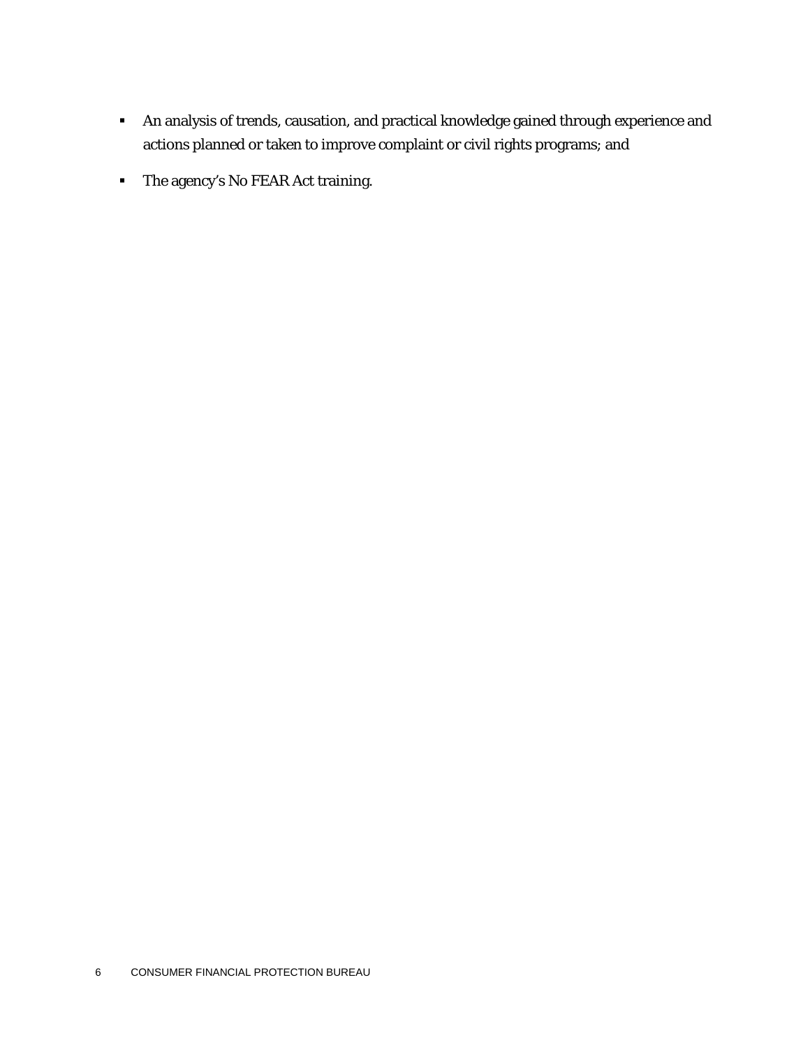- An analysis of trends, causation, and practical knowledge gained through experience and actions planned or taken to improve complaint or civil rights programs; and
- The agency's No FEAR Act training.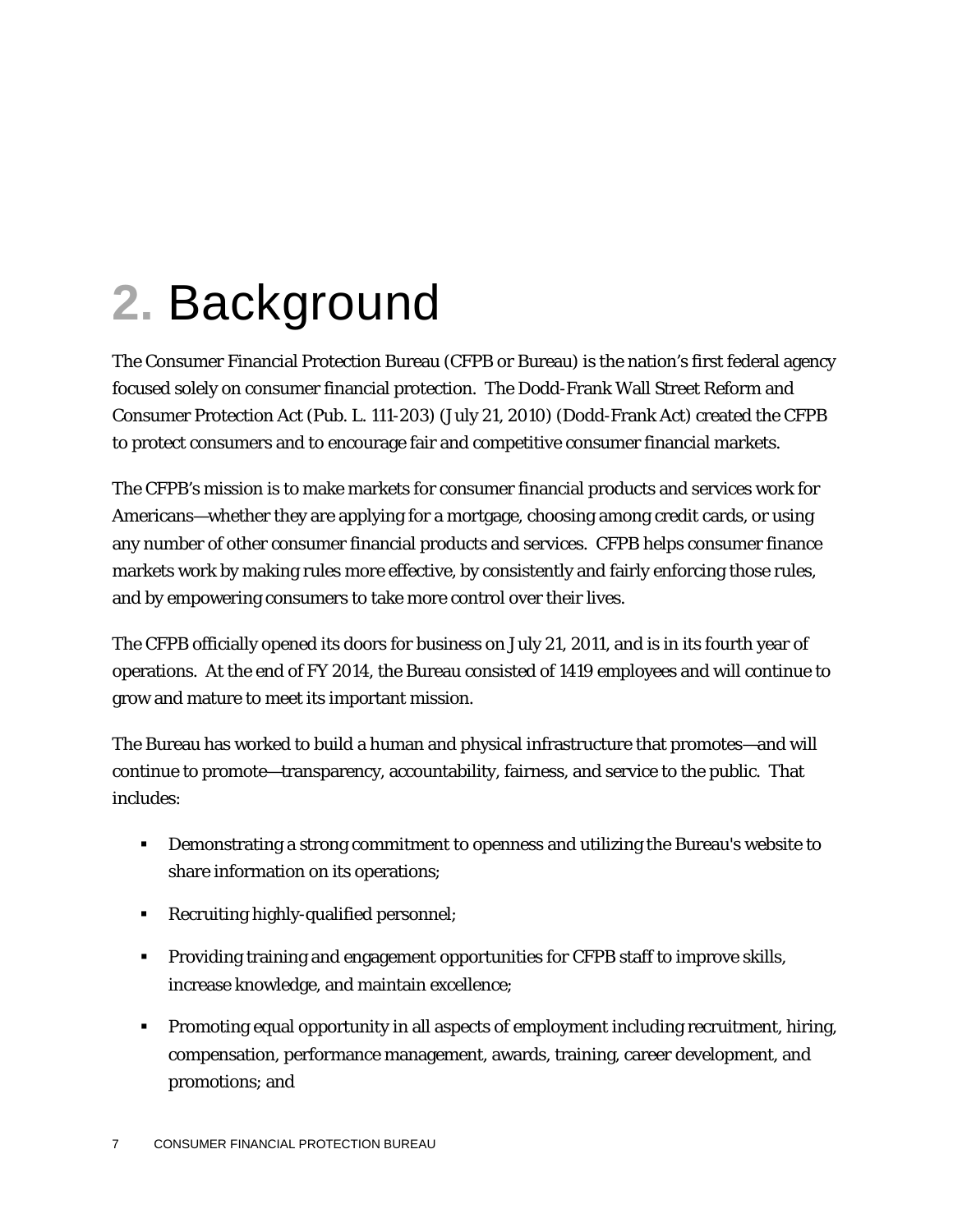# 2. Background

The Consumer Financial Protection Bureau (CFPB or Bureau) is the nation's first federal agency focused solely on consumer financial protection. The Dodd-Frank Wall Street Reform and Consumer Protection Act (Pub. L. 111-203) (July 21, 2010) (Dodd-Frank Act) created the CFPB to protect consumers and to encourage fair and competitive consumer financial markets.

The CFPB's mission is to make markets for consumer financial products and services work for Americans—whether they are applying for a mortgage, choosing among credit cards, or using any number of other consumer financial products and services. CFPB helps consumer finance markets work by making rules more effective, by consistently and fairly enforcing those rules, and by empowering consumers to take more control over their lives.

The CFPB officially opened its doors for business on July 21, 2011, and is in its fourth year of operations. At the end of FY 2014, the Bureau consisted of 1419 employees and will continue to grow and mature to meet its important mission.

The Bureau has worked to build a human and physical infrastructure that promotes—and will continue to promote—transparency, accountability, fairness, and service to the public. That includes:

- Demonstrating a strong commitment to openness and utilizing the Bureau's website to share information on its operations;
- Recruiting highly-qualified personnel;
- Providing training and engagement opportunities for CFPB staff to improve skills, increase knowledge, and maintain excellence;
- Promoting equal opportunity in all aspects of employment including recruitment, hiring, compensation, performance management, awards, training, career development, and promotions; and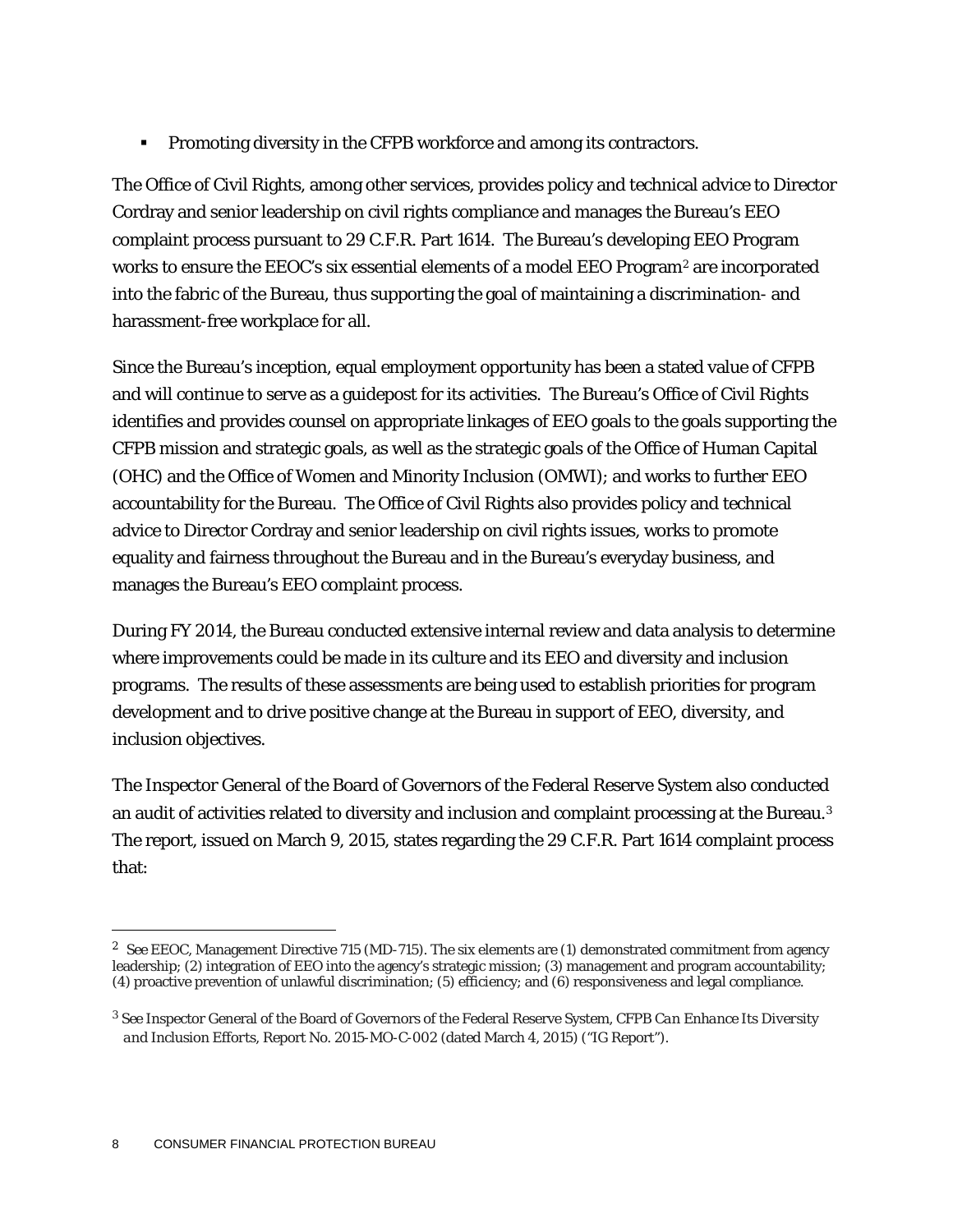- Promoting diversity in the CFPB workforce and among its contractors.

The Office of Civil Rights, among other services, provides policy and technical advice to Director Cordray and senior leadership on civil rights compliance and manages the Bureau's EEO complaint process pursuant to 29 C.F.R. Part 1614. The Bureau's developing EEO Program works to ensure the EEOC's six essential elements of a model EEO Program[2] are incorporated into the fabric of the Bureau, thus supporting the goal of maintaining a discrimination- and harassment-free workplace for all.

Since the Bureau's inception, equal employment opportunity has been a stated value of CFPB and will continue to serve as a guidepost for its activities. The Bureau's Office of Civil Rights identifies and provides counsel on appropriate linkages of EEO goals to the goals supporting the CFPB mission and strategic goals, as well as the strategic goals of the Office of Human Capital (OHC) and the Office of Women and Minority Inclusion (OMWI); and works to further EEO accountability for the Bureau. The Office of Civil Rights also provides policy and technical advice to Director Cordray and senior leadership on civil rights issues, works to promote equality and fairness throughout the Bureau and in the Bureau's everyday business, and manages the Bureau's EEO complaint process.

During FY 2014, the Bureau conducted extensive internal review and data analysis to determine where improvements could be made in its culture and its EEO and diversity and inclusion programs. The results of these assessments are being used to establish priorities for program development and to drive positive change at the Bureau in support of EEO, diversity, and inclusion objectives.

The Inspector General of the Board of Governors of the Federal Reserve System also conducted an audit of activities related to diversity and inclusion and complaint processing at the Bureau.[3] The report, issued on March 9, 2015, states regarding the 29 C.F.R. Part 1614 complaint process that:

---

[2] See EEOC, Management Directive 715 (MD-715). The six elements are (1) demonstrated commitment from agency leadership; (2) integration of EEO into the agency's strategic mission; (3) management and program accountability; (4) proactive prevention of unlawful discrimination; (5) efficiency; and (6) responsiveness and legal compliance.

[3] See Inspector General of the Board of Governors of the Federal Reserve System, *CFPB Can Enhance Its Diversity and Inclusion Efforts*, Report No. 2015-MO-C-002 (dated March 4, 2015) ("IG Report").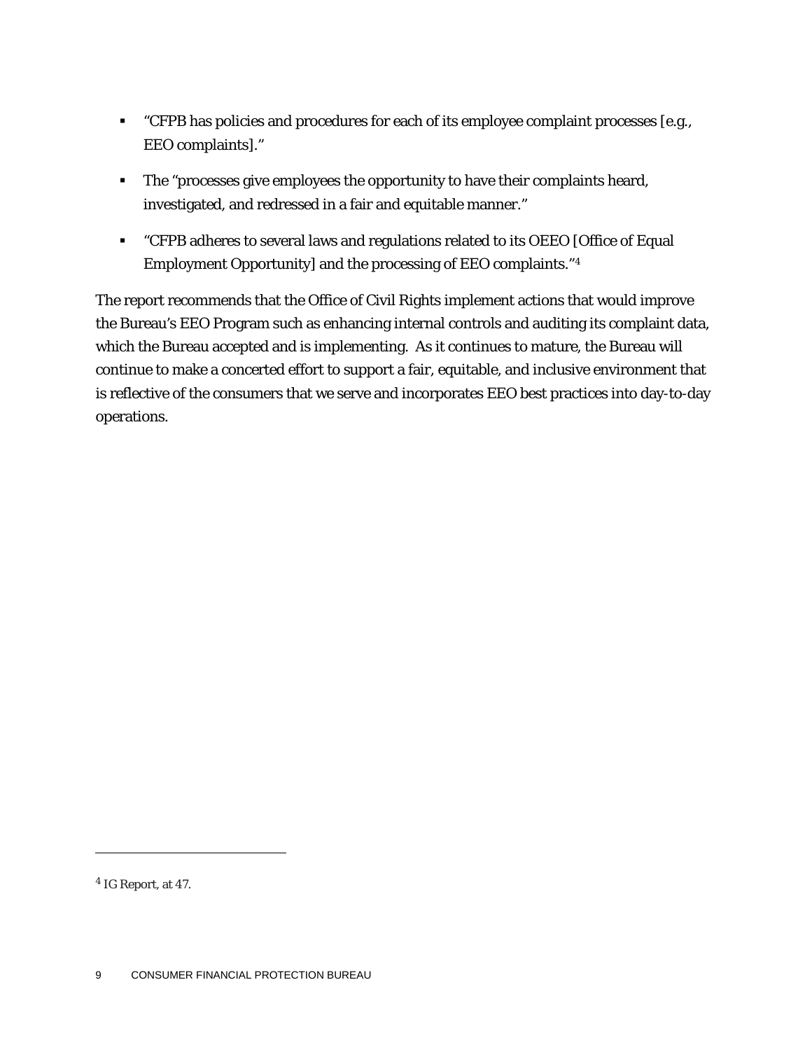- "CFPB has policies and procedures for each of its employee complaint processes [e.g., EEO complaints]."
- The "processes give employees the opportunity to have their complaints heard, investigated, and redressed in a fair and equitable manner."
- "CFPB adheres to several laws and regulations related to its OEEO [Office of Equal Employment Opportunity] and the processing of EEO complaints."[4]

The report recommends that the Office of Civil Rights implement actions that would improve the Bureau's EEO Program such as enhancing internal controls and auditing its complaint data, which the Bureau accepted and is implementing. As it continues to mature, the Bureau will continue to make a concerted effort to support a fair, equitable, and inclusive environment that is reflective of the consumers that we serve and incorporates EEO best practices into day-to-day operations.

---

[4] IG Report, at 47.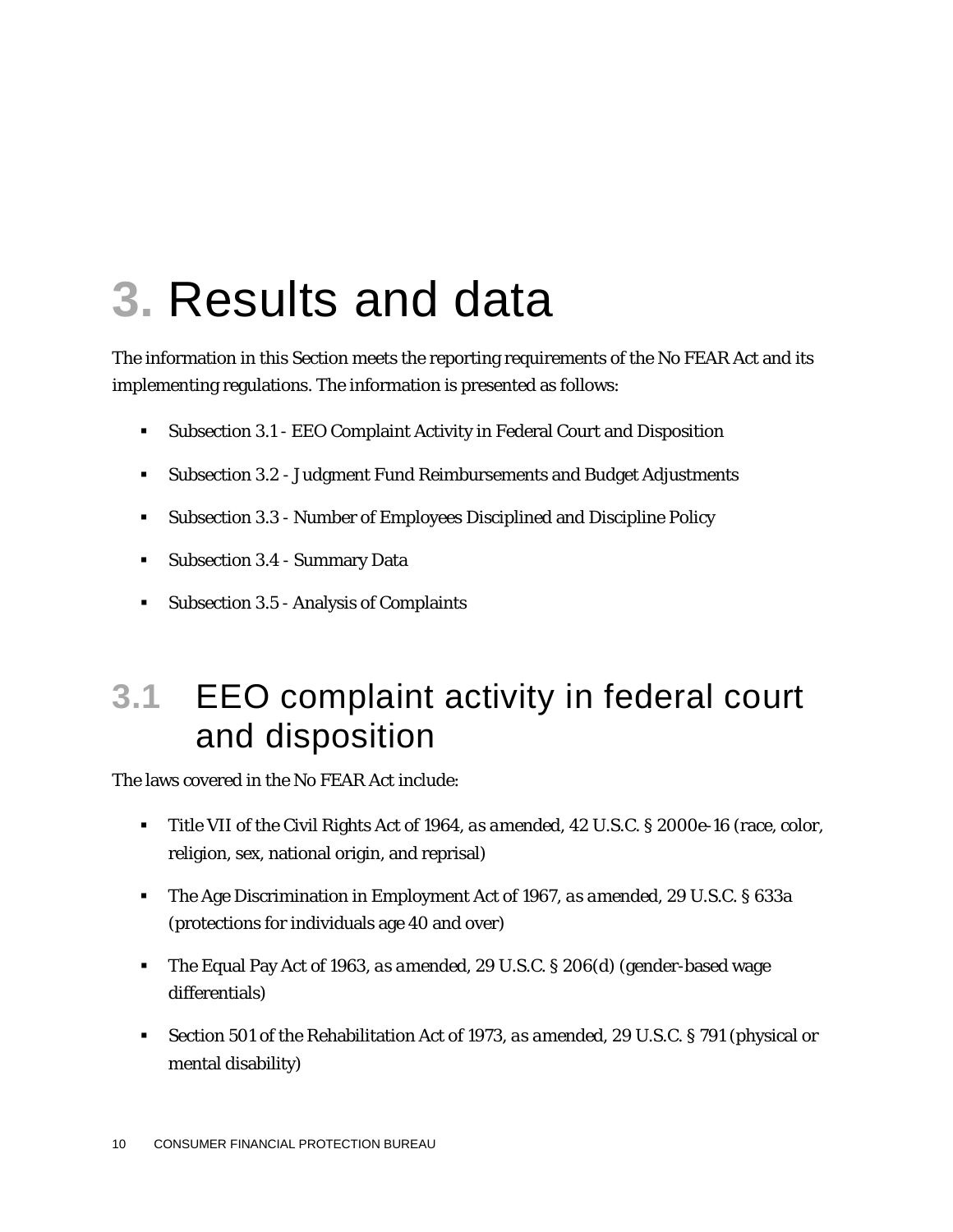# 3. Results and data

The information in this Section meets the reporting requirements of the No FEAR Act and its implementing regulations. The information is presented as follows:

- Subsection 3.1 - EEO Complaint Activity in Federal Court and Disposition
- Subsection 3.2 - Judgment Fund Reimbursements and Budget Adjustments
- Subsection 3.3 - Number of Employees Disciplined and Discipline Policy
- Subsection 3.4 - Summary Data
- Subsection 3.5 - Analysis of Complaints

## 3.1 EEO complaint activity in federal court and disposition

The laws covered in the No FEAR Act include:

- Title VII of the Civil Rights Act of 1964, *as amended*, 42 U.S.C. § 2000e-16 (race, color, religion, sex, national origin, and reprisal)
- The Age Discrimination in Employment Act of 1967, *as amended*, 29 U.S.C. § 633a (protections for individuals age 40 and over)
- The Equal Pay Act of 1963, *as amended*, 29 U.S.C. § 206(d) (gender-based wage differentials)
- Section 501 of the Rehabilitation Act of 1973, *as amended*, 29 U.S.C. § 791 (physical or mental disability)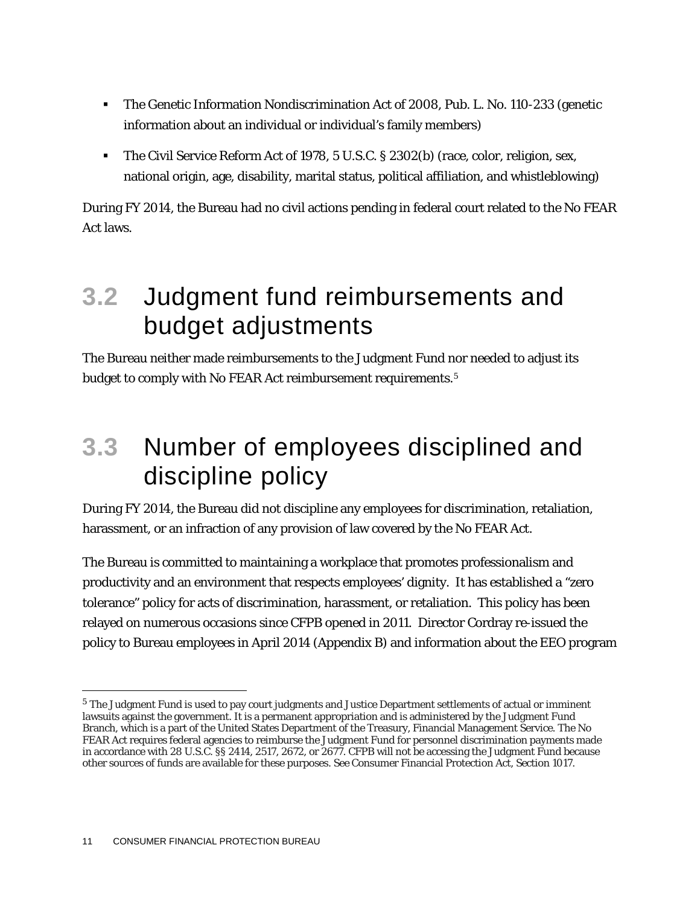- The Genetic Information Nondiscrimination Act of 2008, Pub. L. No. 110-233 (genetic information about an individual or individual's family members)
- The Civil Service Reform Act of 1978, 5 U.S.C. § 2302(b) (race, color, religion, sex, national origin, age, disability, marital status, political affiliation, and whistleblowing)

During FY 2014, the Bureau had no civil actions pending in federal court related to the No FEAR Act laws.

## 3.2 Judgment fund reimbursements and budget adjustments

The Bureau neither made reimbursements to the Judgment Fund nor needed to adjust its budget to comply with No FEAR Act reimbursement requirements.[5]

## 3.3 Number of employees disciplined and discipline policy

During FY 2014, the Bureau did not discipline any employees for discrimination, retaliation, harassment, or an infraction of any provision of law covered by the No FEAR Act.

The Bureau is committed to maintaining a workplace that promotes professionalism and productivity and an environment that respects employees' dignity. It has established a "zero tolerance" policy for acts of discrimination, harassment, or retaliation. This policy has been relayed on numerous occasions since CFPB opened in 2011. Director Cordray re-issued the policy to Bureau employees in April 2014 (Appendix B) and information about the EEO program

[5] The Judgment Fund is used to pay court judgments and Justice Department settlements of actual or imminent lawsuits against the government. It is a permanent appropriation and is administered by the Judgment Fund Branch, which is a part of the United States Department of the Treasury, Financial Management Service. The No FEAR Act requires federal agencies to reimburse the Judgment Fund for personnel discrimination payments made in accordance with 28 U.S.C. §§ 2414, 2517, 2672, or 2677. CFPB will not be accessing the Judgment Fund because other sources of funds are available for these purposes. See Consumer Financial Protection Act, Section 1017.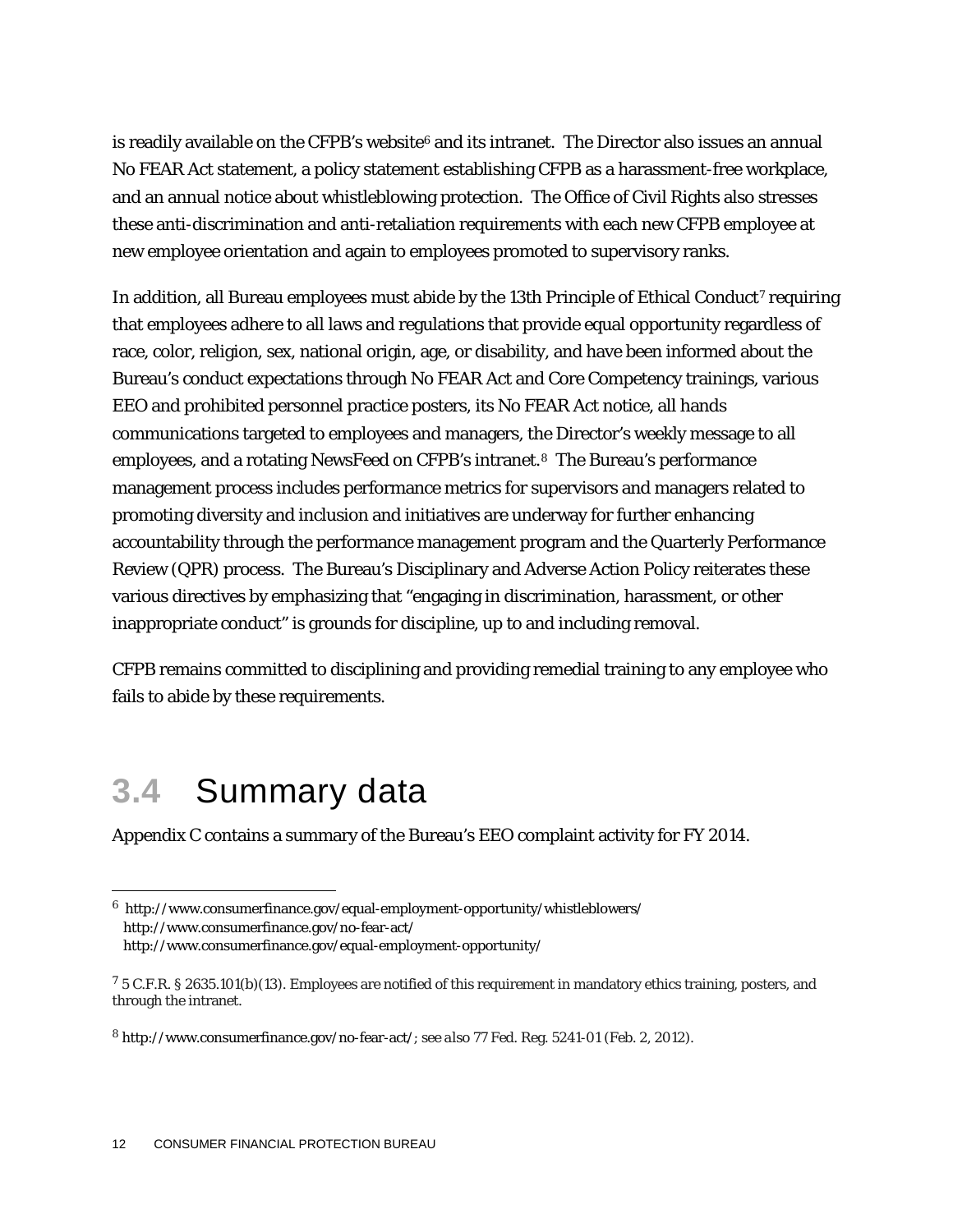is readily available on the CFPB's website[6] and its intranet. The Director also issues an annual No FEAR Act statement, a policy statement establishing CFPB as a harassment-free workplace, and an annual notice about whistleblowing protection. The Office of Civil Rights also stresses these anti-discrimination and anti-retaliation requirements with each new CFPB employee at new employee orientation and again to employees promoted to supervisory ranks.

In addition, all Bureau employees must abide by the 13th Principle of Ethical Conduct[7] requiring that employees adhere to all laws and regulations that provide equal opportunity regardless of race, color, religion, sex, national origin, age, or disability, and have been informed about the Bureau's conduct expectations through No FEAR Act and Core Competency trainings, various EEO and prohibited personnel practice posters, its No FEAR Act notice, all hands communications targeted to employees and managers, the Director's weekly message to all employees, and a rotating NewsFeed on CFPB's intranet.[8] The Bureau's performance management process includes performance metrics for supervisors and managers related to promoting diversity and inclusion and initiatives are underway for further enhancing accountability through the performance management program and the Quarterly Performance Review (QPR) process. The Bureau's Disciplinary and Adverse Action Policy reiterates these various directives by emphasizing that "engaging in discrimination, harassment, or other inappropriate conduct" is grounds for discipline, up to and including removal.

CFPB remains committed to disciplining and providing remedial training to any employee who fails to abide by these requirements.

## 3.4 Summary data

Appendix C contains a summary of the Bureau's EEO complaint activity for FY 2014.

---

[6] http://www.consumerfinance.gov/equal-employment-opportunity/whistleblowers/
http://www.consumerfinance.gov/no-fear-act/
http://www.consumerfinance.gov/equal-employment-opportunity/

[7] 5 C.F.R. § 2635.101(b)(13). Employees are notified of this requirement in mandatory ethics training, posters, and through the intranet.

[8] http://www.consumerfinance.gov/no-fear-act/; *see also* 77 Fed. Reg. 5241-01 (Feb. 2, 2012).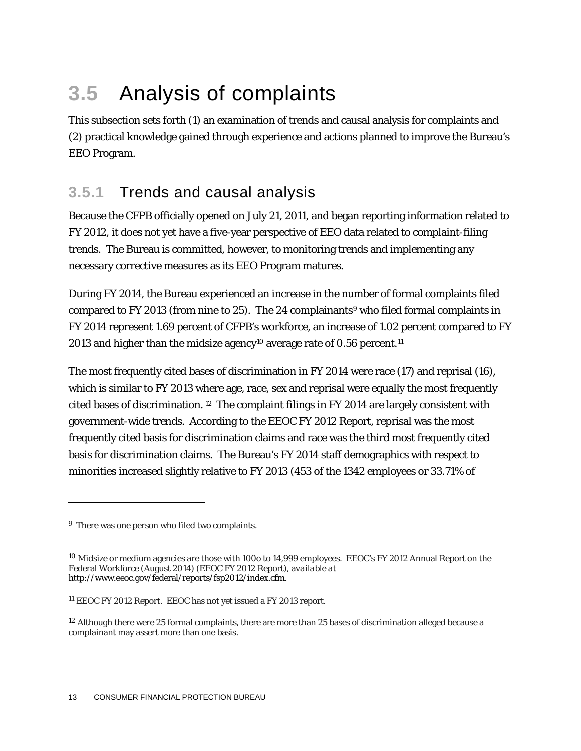# 3.5 Analysis of complaints

This subsection sets forth (1) an examination of trends and causal analysis for complaints and (2) practical knowledge gained through experience and actions planned to improve the Bureau's EEO Program.

## 3.5.1 Trends and causal analysis

Because the CFPB officially opened on July 21, 2011, and began reporting information related to FY 2012, it does not yet have a five-year perspective of EEO data related to complaint-filing trends. The Bureau is committed, however, to monitoring trends and implementing any necessary corrective measures as its EEO Program matures.

During FY 2014, the Bureau experienced an increase in the number of formal complaints filed compared to FY 2013 (from nine to 25). The 24 complainants[9] who filed formal complaints in FY 2014 represent 1.69 percent of CFPB's workforce, an increase of 1.02 percent compared to FY 2013 and higher than the midsize agency[10] average rate of 0.56 percent.[11]

The most frequently cited bases of discrimination in FY 2014 were race (17) and reprisal (16), which is similar to FY 2013 where age, race, sex and reprisal were equally the most frequently cited bases of discrimination. [12] The complaint filings in FY 2014 are largely consistent with government-wide trends. According to the EEOC FY 2012 Report, reprisal was the most frequently cited basis for discrimination claims and race was the third most frequently cited basis for discrimination claims. The Bureau's FY 2014 staff demographics with respect to minorities increased slightly relative to FY 2013 (453 of the 1342 employees or 33.71% of

---

[9] There was one person who filed two complaints.

[10] Midsize or medium agencies are those with 100o to 14,999 employees. EEOC's FY 2012 Annual Report on the Federal Workforce (August 2014) (EEOC FY 2012 Report), *available at* http://www.eeoc.gov/federal/reports/fsp2012/index.cfm.

[11] EEOC FY 2012 Report. EEOC has not yet issued a FY 2013 report.

[12] Although there were 25 formal complaints, there are more than 25 bases of discrimination alleged because a complainant may assert more than one basis.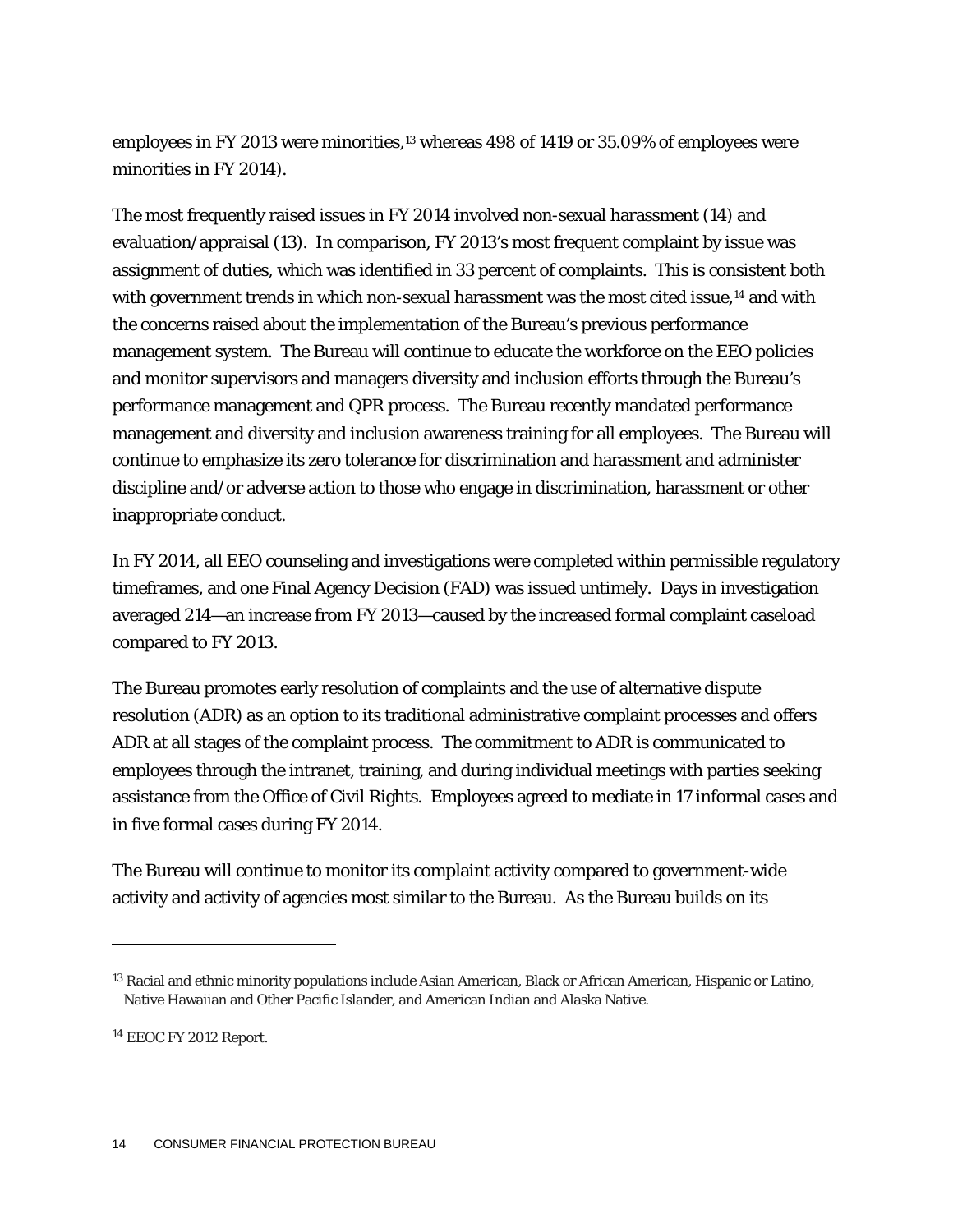employees in FY 2013 were minorities,[13] whereas 498 of 1419 or 35.09% of employees were minorities in FY 2014).

The most frequently raised issues in FY 2014 involved non-sexual harassment (14) and evaluation/appraisal (13). In comparison, FY 2013's most frequent complaint by issue was assignment of duties, which was identified in 33 percent of complaints. This is consistent both with government trends in which non-sexual harassment was the most cited issue,[14] and with the concerns raised about the implementation of the Bureau's previous performance management system. The Bureau will continue to educate the workforce on the EEO policies and monitor supervisors and managers diversity and inclusion efforts through the Bureau's performance management and QPR process. The Bureau recently mandated performance management and diversity and inclusion awareness training for all employees. The Bureau will continue to emphasize its zero tolerance for discrimination and harassment and administer discipline and/or adverse action to those who engage in discrimination, harassment or other inappropriate conduct.

In FY 2014, all EEO counseling and investigations were completed within permissible regulatory timeframes, and one Final Agency Decision (FAD) was issued untimely. Days in investigation averaged 214—an increase from FY 2013—caused by the increased formal complaint caseload compared to FY 2013.

The Bureau promotes early resolution of complaints and the use of alternative dispute resolution (ADR) as an option to its traditional administrative complaint processes and offers ADR at all stages of the complaint process. The commitment to ADR is communicated to employees through the intranet, training, and during individual meetings with parties seeking assistance from the Office of Civil Rights. Employees agreed to mediate in 17 informal cases and in five formal cases during FY 2014.

The Bureau will continue to monitor its complaint activity compared to government-wide activity and activity of agencies most similar to the Bureau. As the Bureau builds on its

---

[13] Racial and ethnic minority populations include Asian American, Black or African American, Hispanic or Latino, Native Hawaiian and Other Pacific Islander, and American Indian and Alaska Native.

[14] EEOC FY 2012 Report.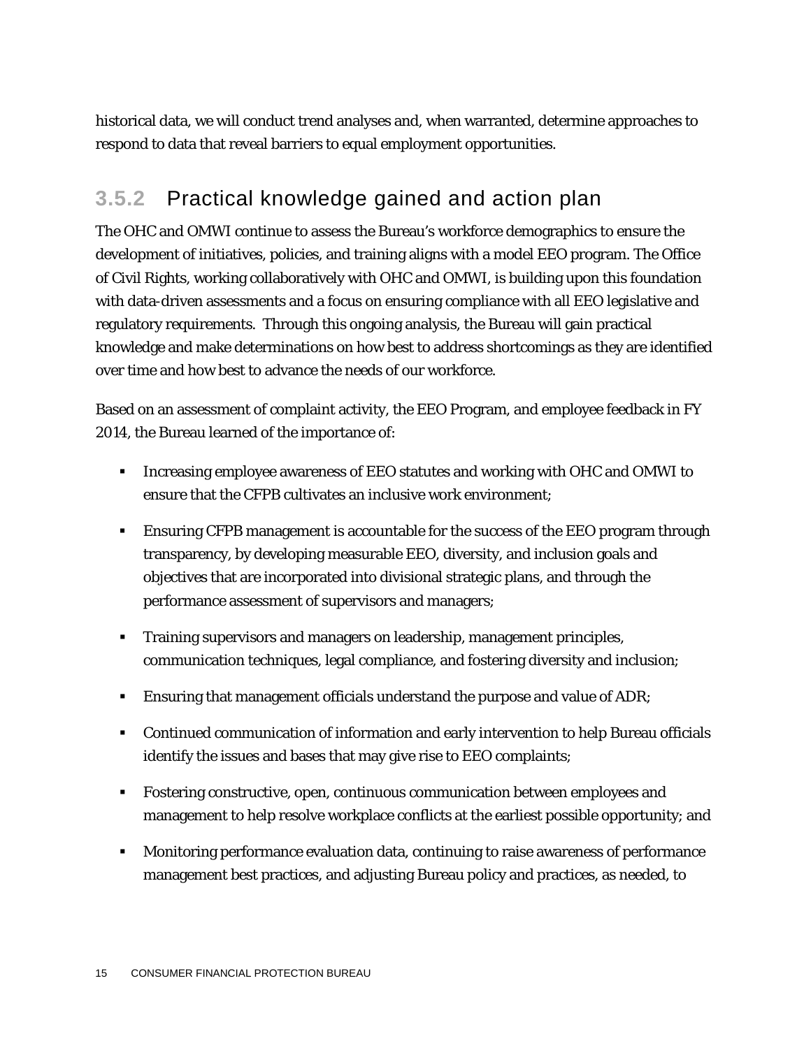historical data, we will conduct trend analyses and, when warranted, determine approaches to respond to data that reveal barriers to equal employment opportunities.

### 3.5.2 Practical knowledge gained and action plan

The OHC and OMWI continue to assess the Bureau's workforce demographics to ensure the development of initiatives, policies, and training aligns with a model EEO program. The Office of Civil Rights, working collaboratively with OHC and OMWI, is building upon this foundation with data-driven assessments and a focus on ensuring compliance with all EEO legislative and regulatory requirements. Through this ongoing analysis, the Bureau will gain practical knowledge and make determinations on how best to address shortcomings as they are identified over time and how best to advance the needs of our workforce.

Based on an assessment of complaint activity, the EEO Program, and employee feedback in FY 2014, the Bureau learned of the importance of:

- Increasing employee awareness of EEO statutes and working with OHC and OMWI to ensure that the CFPB cultivates an inclusive work environment;
- Ensuring CFPB management is accountable for the success of the EEO program through transparency, by developing measurable EEO, diversity, and inclusion goals and objectives that are incorporated into divisional strategic plans, and through the performance assessment of supervisors and managers;
- Training supervisors and managers on leadership, management principles, communication techniques, legal compliance, and fostering diversity and inclusion;
- Ensuring that management officials understand the purpose and value of ADR;
- Continued communication of information and early intervention to help Bureau officials identify the issues and bases that may give rise to EEO complaints;
- Fostering constructive, open, continuous communication between employees and management to help resolve workplace conflicts at the earliest possible opportunity; and
- Monitoring performance evaluation data, continuing to raise awareness of performance management best practices, and adjusting Bureau policy and practices, as needed, to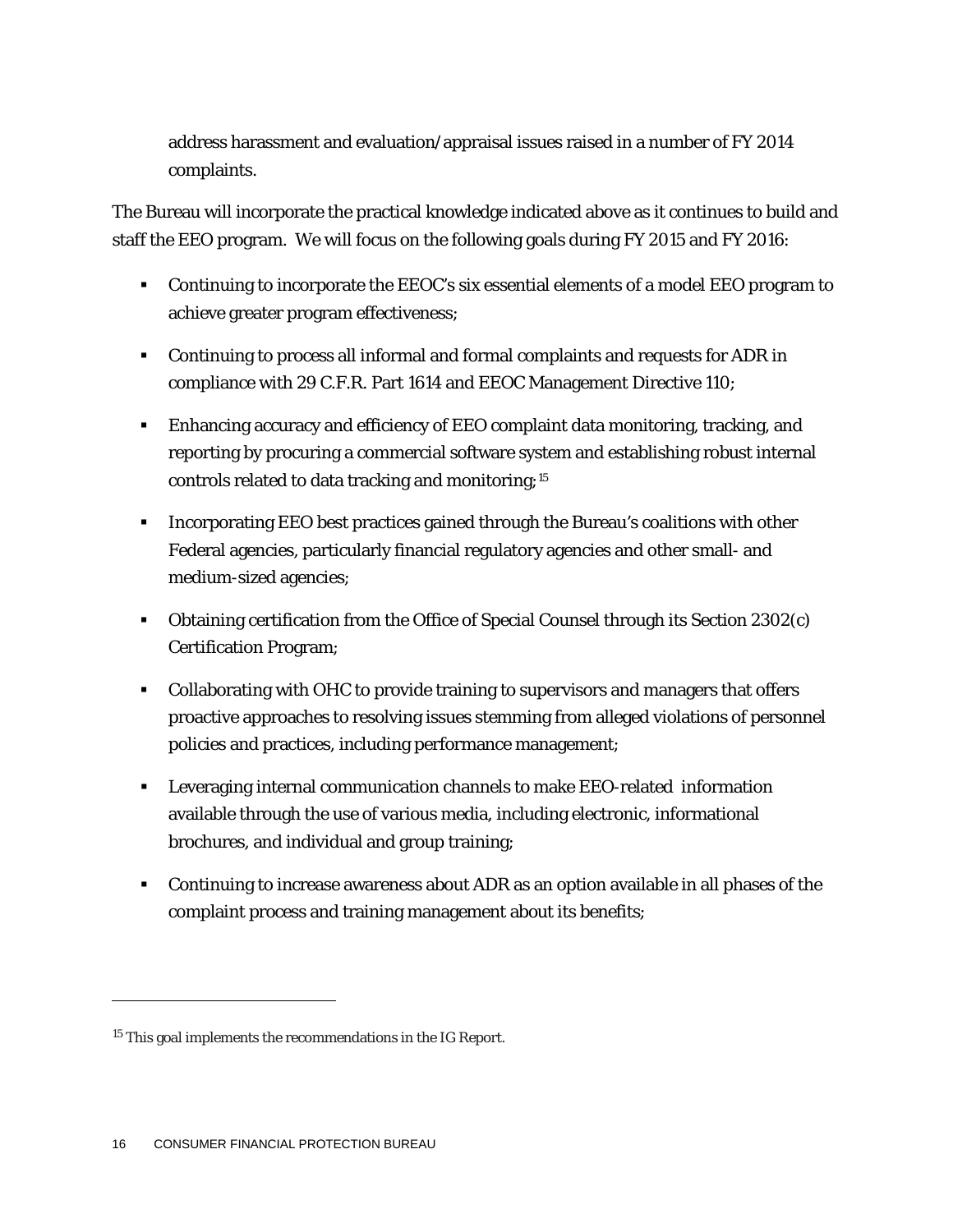address harassment and evaluation/appraisal issues raised in a number of FY 2014 complaints.

The Bureau will incorporate the practical knowledge indicated above as it continues to build and staff the EEO program. We will focus on the following goals during FY 2015 and FY 2016:

- Continuing to incorporate the EEOC's six essential elements of a model EEO program to achieve greater program effectiveness;
- Continuing to process all informal and formal complaints and requests for ADR in compliance with 29 C.F.R. Part 1614 and EEOC Management Directive 110;
- Enhancing accuracy and efficiency of EEO complaint data monitoring, tracking, and reporting by procuring a commercial software system and establishing robust internal controls related to data tracking and monitoring;[15]
- Incorporating EEO best practices gained through the Bureau's coalitions with other Federal agencies, particularly financial regulatory agencies and other small- and medium-sized agencies;
- Obtaining certification from the Office of Special Counsel through its Section 2302(c) Certification Program;
- Collaborating with OHC to provide training to supervisors and managers that offers proactive approaches to resolving issues stemming from alleged violations of personnel policies and practices, including performance management;
- Leveraging internal communication channels to make EEO-related information available through the use of various media, including electronic, informational brochures, and individual and group training;
- Continuing to increase awareness about ADR as an option available in all phases of the complaint process and training management about its benefits;

[15] This goal implements the recommendations in the IG Report.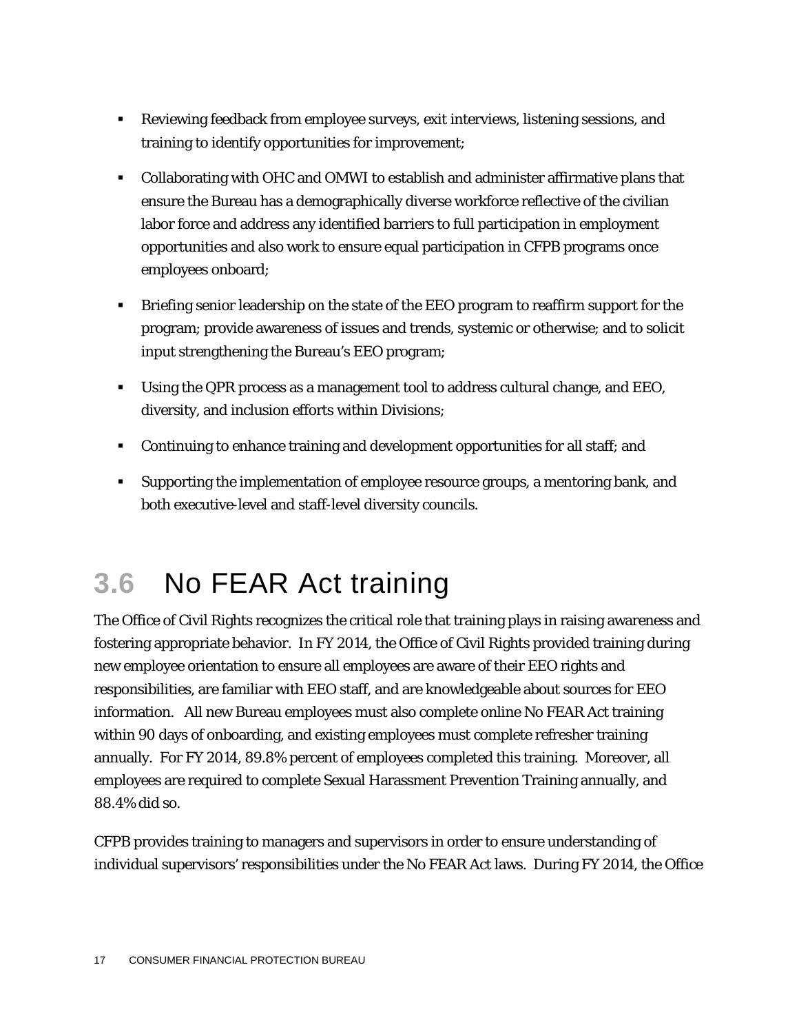- Reviewing feedback from employee surveys, exit interviews, listening sessions, and training to identify opportunities for improvement;
- Collaborating with OHC and OMWI to establish and administer affirmative plans that ensure the Bureau has a demographically diverse workforce reflective of the civilian labor force and address any identified barriers to full participation in employment opportunities and also work to ensure equal participation in CFPB programs once employees onboard;
- Briefing senior leadership on the state of the EEO program to reaffirm support for the program; provide awareness of issues and trends, systemic or otherwise; and to solicit input strengthening the Bureau's EEO program;
- Using the QPR process as a management tool to address cultural change, and EEO, diversity, and inclusion efforts within Divisions;
- Continuing to enhance training and development opportunities for all staff; and
- Supporting the implementation of employee resource groups, a mentoring bank, and both executive-level and staff-level diversity councils.

## 3.6 No FEAR Act training

The Office of Civil Rights recognizes the critical role that training plays in raising awareness and fostering appropriate behavior. In FY 2014, the Office of Civil Rights provided training during new employee orientation to ensure all employees are aware of their EEO rights and responsibilities, are familiar with EEO staff, and are knowledgeable about sources for EEO information. All new Bureau employees must also complete online No FEAR Act training within 90 days of onboarding, and existing employees must complete refresher training annually. For FY 2014, 89.8% percent of employees completed this training. Moreover, all employees are required to complete Sexual Harassment Prevention Training annually, and 88.4% did so.

CFPB provides training to managers and supervisors in order to ensure understanding of individual supervisors' responsibilities under the No FEAR Act laws. During FY 2014, the Office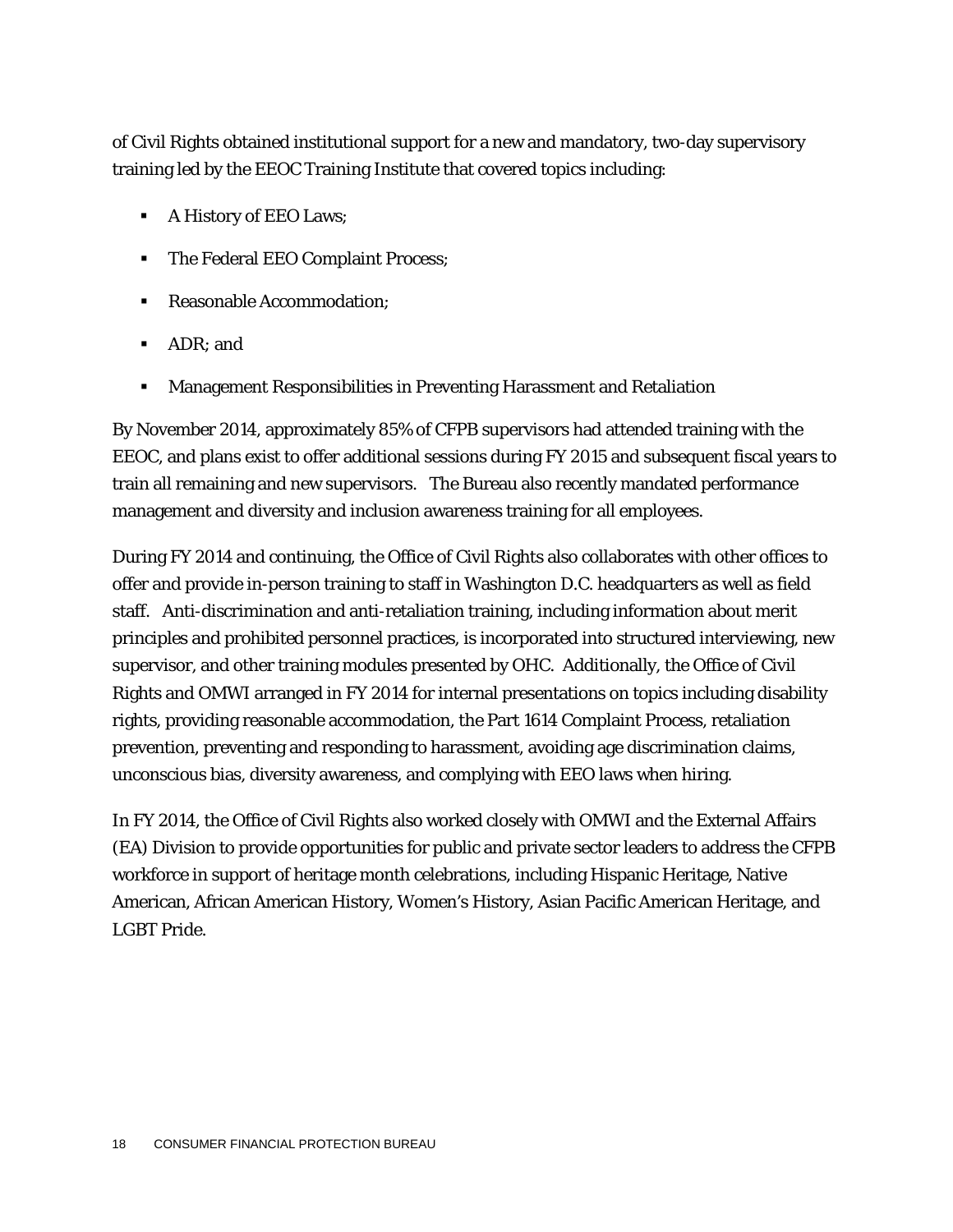of Civil Rights obtained institutional support for a new and mandatory, two-day supervisory training led by the EEOC Training Institute that covered topics including:

- A History of EEO Laws;
- The Federal EEO Complaint Process;
- Reasonable Accommodation;
- ADR; and
- Management Responsibilities in Preventing Harassment and Retaliation

By November 2014, approximately 85% of CFPB supervisors had attended training with the EEOC, and plans exist to offer additional sessions during FY 2015 and subsequent fiscal years to train all remaining and new supervisors. The Bureau also recently mandated performance management and diversity and inclusion awareness training for all employees.

During FY 2014 and continuing, the Office of Civil Rights also collaborates with other offices to offer and provide in-person training to staff in Washington D.C. headquarters as well as field staff. Anti-discrimination and anti-retaliation training, including information about merit principles and prohibited personnel practices, is incorporated into structured interviewing, new supervisor, and other training modules presented by OHC. Additionally, the Office of Civil Rights and OMWI arranged in FY 2014 for internal presentations on topics including disability rights, providing reasonable accommodation, the Part 1614 Complaint Process, retaliation prevention, preventing and responding to harassment, avoiding age discrimination claims, unconscious bias, diversity awareness, and complying with EEO laws when hiring.

In FY 2014, the Office of Civil Rights also worked closely with OMWI and the External Affairs (EA) Division to provide opportunities for public and private sector leaders to address the CFPB workforce in support of heritage month celebrations, including Hispanic Heritage, Native American, African American History, Women's History, Asian Pacific American Heritage, and LGBT Pride.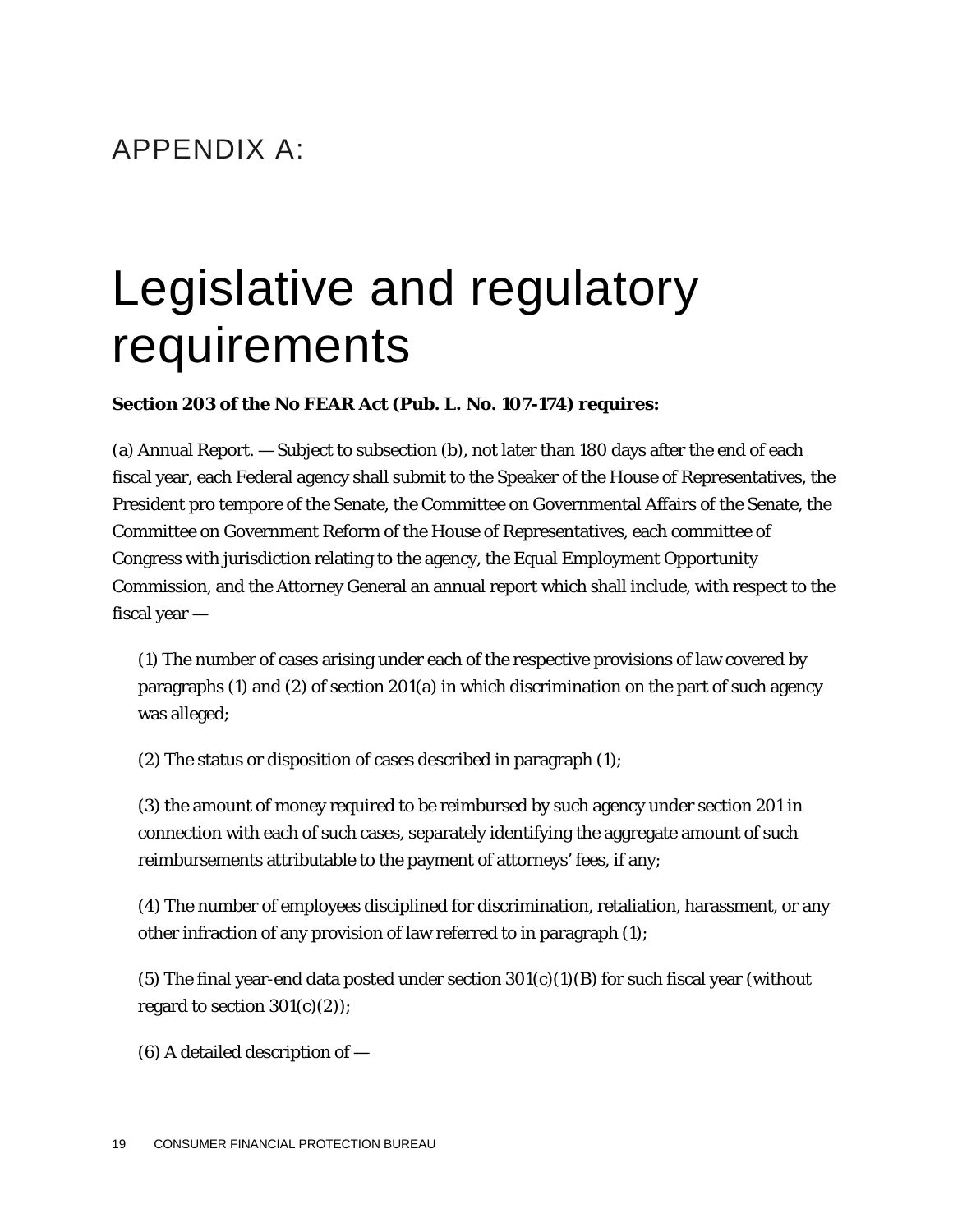## APPENDIX A:

# Legislative and regulatory requirements

**Section 203 of the No FEAR Act (Pub. L. No. 107-174) requires:**

(a) Annual Report. — Subject to subsection (b), not later than 180 days after the end of each fiscal year, each Federal agency shall submit to the Speaker of the House of Representatives, the President pro tempore of the Senate, the Committee on Governmental Affairs of the Senate, the Committee on Government Reform of the House of Representatives, each committee of Congress with jurisdiction relating to the agency, the Equal Employment Opportunity Commission, and the Attorney General an annual report which shall include, with respect to the fiscal year —

(1) The number of cases arising under each of the respective provisions of law covered by paragraphs (1) and (2) of section 201(a) in which discrimination on the part of such agency was alleged;

(2) The status or disposition of cases described in paragraph (1);

(3) the amount of money required to be reimbursed by such agency under section 201 in connection with each of such cases, separately identifying the aggregate amount of such reimbursements attributable to the payment of attorneys' fees, if any;

(4) The number of employees disciplined for discrimination, retaliation, harassment, or any other infraction of any provision of law referred to in paragraph (1);

(5) The final year-end data posted under section 301(c)(1)(B) for such fiscal year (without regard to section 301(c)(2));

(6) A detailed description of —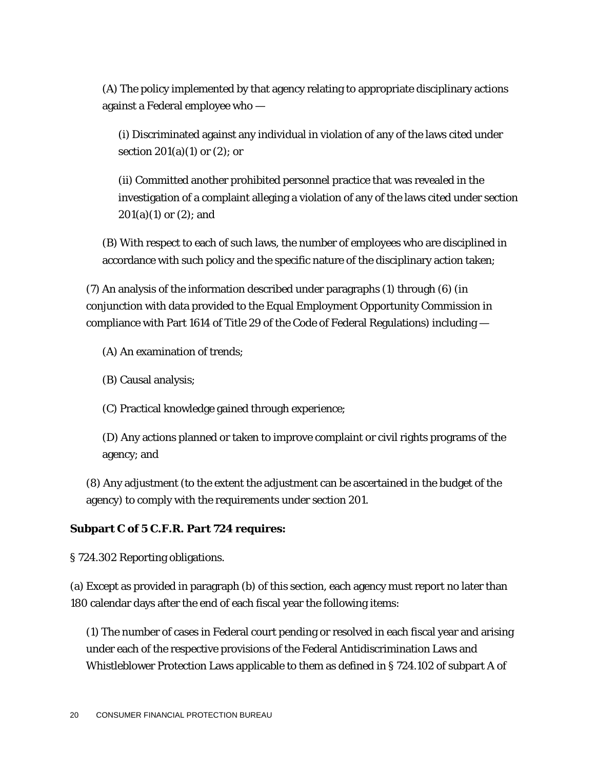(A) The policy implemented by that agency relating to appropriate disciplinary actions against a Federal employee who —

(i) Discriminated against any individual in violation of any of the laws cited under section 201(a)(1) or (2); or

(ii) Committed another prohibited personnel practice that was revealed in the investigation of a complaint alleging a violation of any of the laws cited under section 201(a)(1) or (2); and

(B) With respect to each of such laws, the number of employees who are disciplined in accordance with such policy and the specific nature of the disciplinary action taken;

(7) An analysis of the information described under paragraphs (1) through (6) (in conjunction with data provided to the Equal Employment Opportunity Commission in compliance with Part 1614 of Title 29 of the Code of Federal Regulations) including —

(A) An examination of trends;

(B) Causal analysis;

(C) Practical knowledge gained through experience;

(D) Any actions planned or taken to improve complaint or civil rights programs of the agency; and

(8) Any adjustment (to the extent the adjustment can be ascertained in the budget of the agency) to comply with the requirements under section 201.

**Subpart C of 5 C.F.R. Part 724 requires:**

§ 724.302 Reporting obligations.

(a) Except as provided in paragraph (b) of this section, each agency must report no later than 180 calendar days after the end of each fiscal year the following items:

(1) The number of cases in Federal court pending or resolved in each fiscal year and arising under each of the respective provisions of the Federal Antidiscrimination Laws and Whistleblower Protection Laws applicable to them as defined in § 724.102 of subpart A of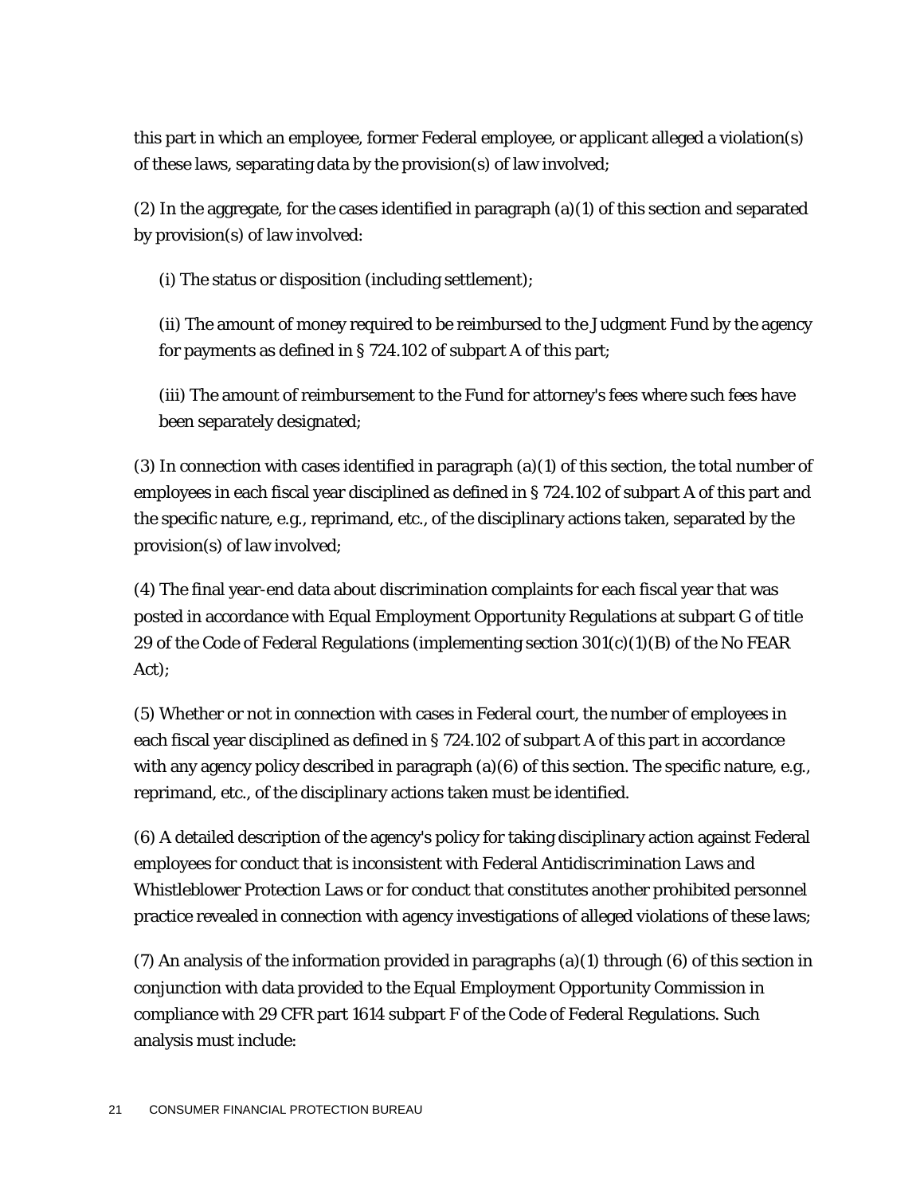this part in which an employee, former Federal employee, or applicant alleged a violation(s) of these laws, separating data by the provision(s) of law involved;

(2) In the aggregate, for the cases identified in paragraph (a)(1) of this section and separated by provision(s) of law involved:

(i) The status or disposition (including settlement);

(ii) The amount of money required to be reimbursed to the Judgment Fund by the agency for payments as defined in § 724.102 of subpart A of this part;

(iii) The amount of reimbursement to the Fund for attorney's fees where such fees have been separately designated;

(3) In connection with cases identified in paragraph (a)(1) of this section, the total number of employees in each fiscal year disciplined as defined in § 724.102 of subpart A of this part and the specific nature, e.g., reprimand, etc., of the disciplinary actions taken, separated by the provision(s) of law involved;

(4) The final year-end data about discrimination complaints for each fiscal year that was posted in accordance with Equal Employment Opportunity Regulations at subpart G of title 29 of the Code of Federal Regulations (implementing section 301(c)(1)(B) of the No FEAR Act);

(5) Whether or not in connection with cases in Federal court, the number of employees in each fiscal year disciplined as defined in § 724.102 of subpart A of this part in accordance with any agency policy described in paragraph (a)(6) of this section. The specific nature, e.g., reprimand, etc., of the disciplinary actions taken must be identified.

(6) A detailed description of the agency's policy for taking disciplinary action against Federal employees for conduct that is inconsistent with Federal Antidiscrimination Laws and Whistleblower Protection Laws or for conduct that constitutes another prohibited personnel practice revealed in connection with agency investigations of alleged violations of these laws;

(7) An analysis of the information provided in paragraphs (a)(1) through (6) of this section in conjunction with data provided to the Equal Employment Opportunity Commission in compliance with 29 CFR part 1614 subpart F of the Code of Federal Regulations. Such analysis must include: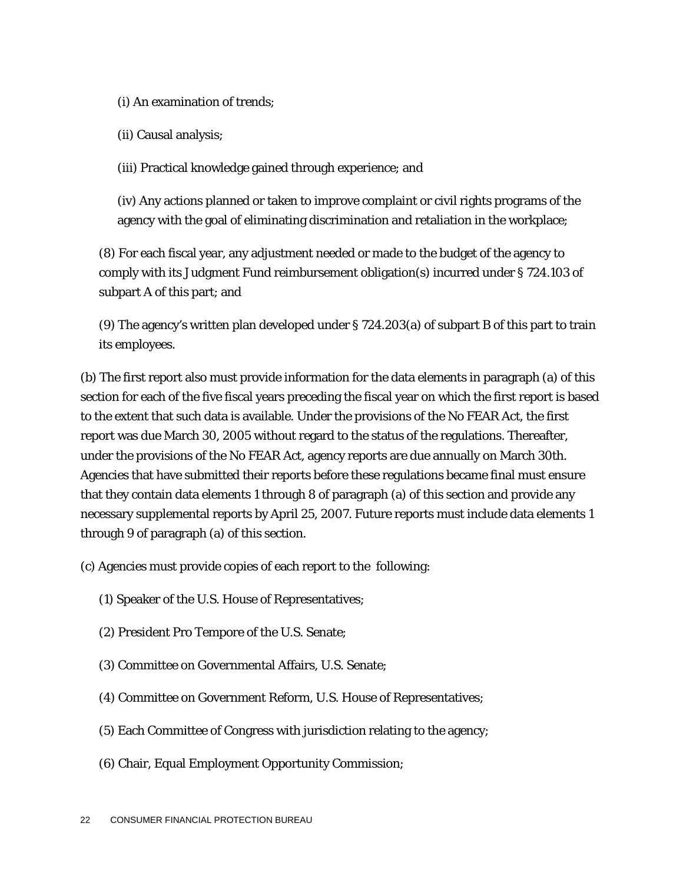(i) An examination of trends;

(ii) Causal analysis;

(iii) Practical knowledge gained through experience; and

(iv) Any actions planned or taken to improve complaint or civil rights programs of the agency with the goal of eliminating discrimination and retaliation in the workplace;

(8) For each fiscal year, any adjustment needed or made to the budget of the agency to comply with its Judgment Fund reimbursement obligation(s) incurred under § 724.103 of subpart A of this part; and

(9) The agency's written plan developed under § 724.203(a) of subpart B of this part to train its employees.

(b) The first report also must provide information for the data elements in paragraph (a) of this section for each of the five fiscal years preceding the fiscal year on which the first report is based to the extent that such data is available. Under the provisions of the No FEAR Act, the first report was due March 30, 2005 without regard to the status of the regulations. Thereafter, under the provisions of the No FEAR Act, agency reports are due annually on March 30th. Agencies that have submitted their reports before these regulations became final must ensure that they contain data elements 1 through 8 of paragraph (a) of this section and provide any necessary supplemental reports by April 25, 2007. Future reports must include data elements 1 through 9 of paragraph (a) of this section.

(c) Agencies must provide copies of each report to the following:

(1) Speaker of the U.S. House of Representatives;

(2) President Pro Tempore of the U.S. Senate;

(3) Committee on Governmental Affairs, U.S. Senate;

(4) Committee on Government Reform, U.S. House of Representatives;

(5) Each Committee of Congress with jurisdiction relating to the agency;

(6) Chair, Equal Employment Opportunity Commission;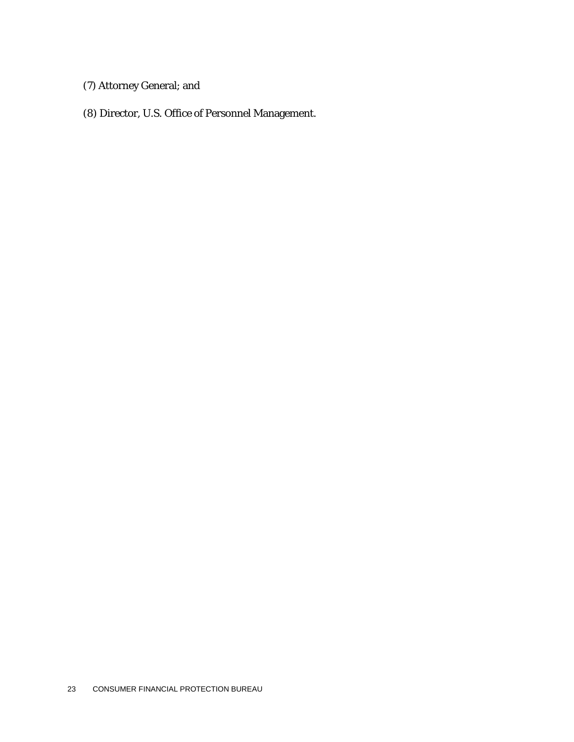(7) Attorney General; and

(8) Director, U.S. Office of Personnel Management.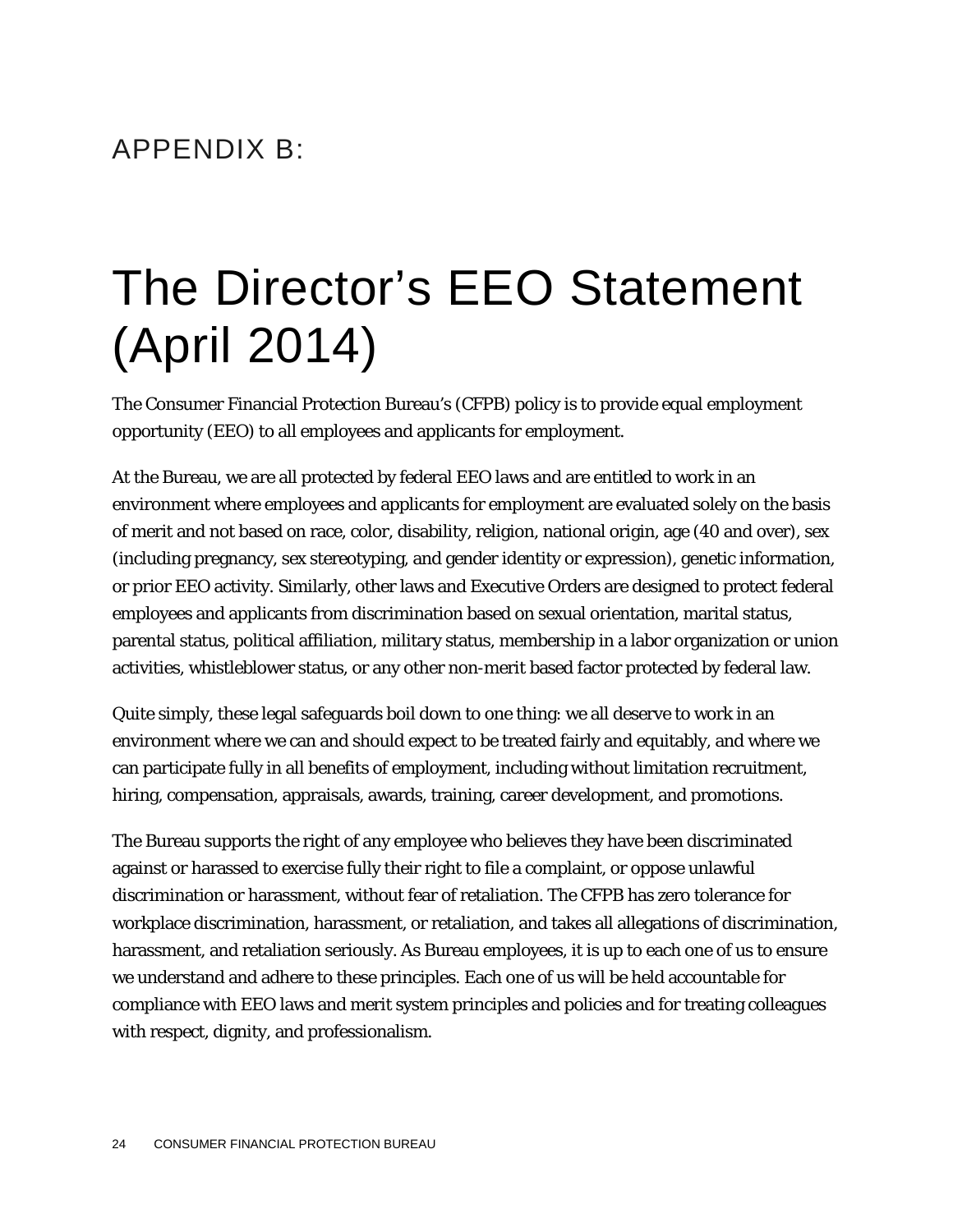# APPENDIX B:

# The Director's EEO Statement (April 2014)

The Consumer Financial Protection Bureau's (CFPB) policy is to provide equal employment opportunity (EEO) to all employees and applicants for employment.

At the Bureau, we are all protected by federal EEO laws and are entitled to work in an environment where employees and applicants for employment are evaluated solely on the basis of merit and not based on race, color, disability, religion, national origin, age (40 and over), sex (including pregnancy, sex stereotyping, and gender identity or expression), genetic information, or prior EEO activity. Similarly, other laws and Executive Orders are designed to protect federal employees and applicants from discrimination based on sexual orientation, marital status, parental status, political affiliation, military status, membership in a labor organization or union activities, whistleblower status, or any other non-merit based factor protected by federal law.

Quite simply, these legal safeguards boil down to one thing: we all deserve to work in an environment where we can and should expect to be treated fairly and equitably, and where we can participate fully in all benefits of employment, including without limitation recruitment, hiring, compensation, appraisals, awards, training, career development, and promotions.

The Bureau supports the right of any employee who believes they have been discriminated against or harassed to exercise fully their right to file a complaint, or oppose unlawful discrimination or harassment, without fear of retaliation. The CFPB has zero tolerance for workplace discrimination, harassment, or retaliation, and takes all allegations of discrimination, harassment, and retaliation seriously. As Bureau employees, it is up to each one of us to ensure we understand and adhere to these principles. Each one of us will be held accountable for compliance with EEO laws and merit system principles and policies and for treating colleagues with respect, dignity, and professionalism.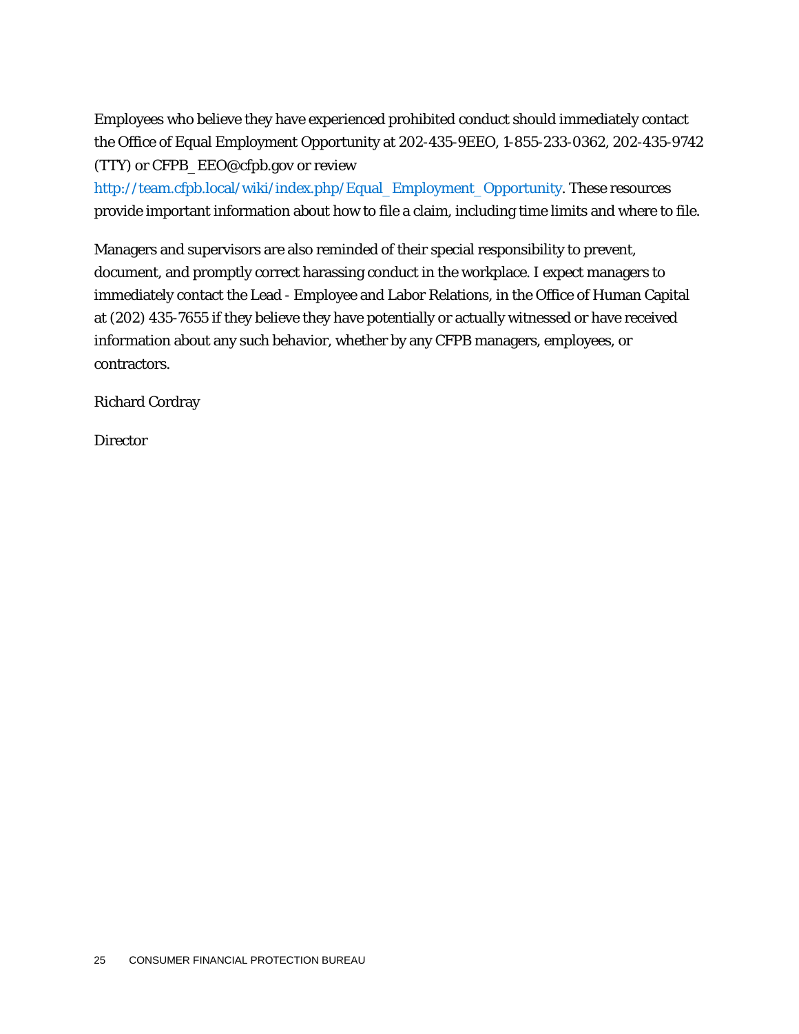Employees who believe they have experienced prohibited conduct should immediately contact the Office of Equal Employment Opportunity at 202-435-9EEO, 1-855-233-0362, 202-435-9742 (TTY) or CFPB_EEO@cfpb.gov or review http://team.cfpb.local/wiki/index.php/Equal_Employment_Opportunity. These resources provide important information about how to file a claim, including time limits and where to file.

Managers and supervisors are also reminded of their special responsibility to prevent, document, and promptly correct harassing conduct in the workplace. I expect managers to immediately contact the Lead - Employee and Labor Relations, in the Office of Human Capital at (202) 435-7655 if they believe they have potentially or actually witnessed or have received information about any such behavior, whether by any CFPB managers, employees, or contractors.

Richard Cordray

Director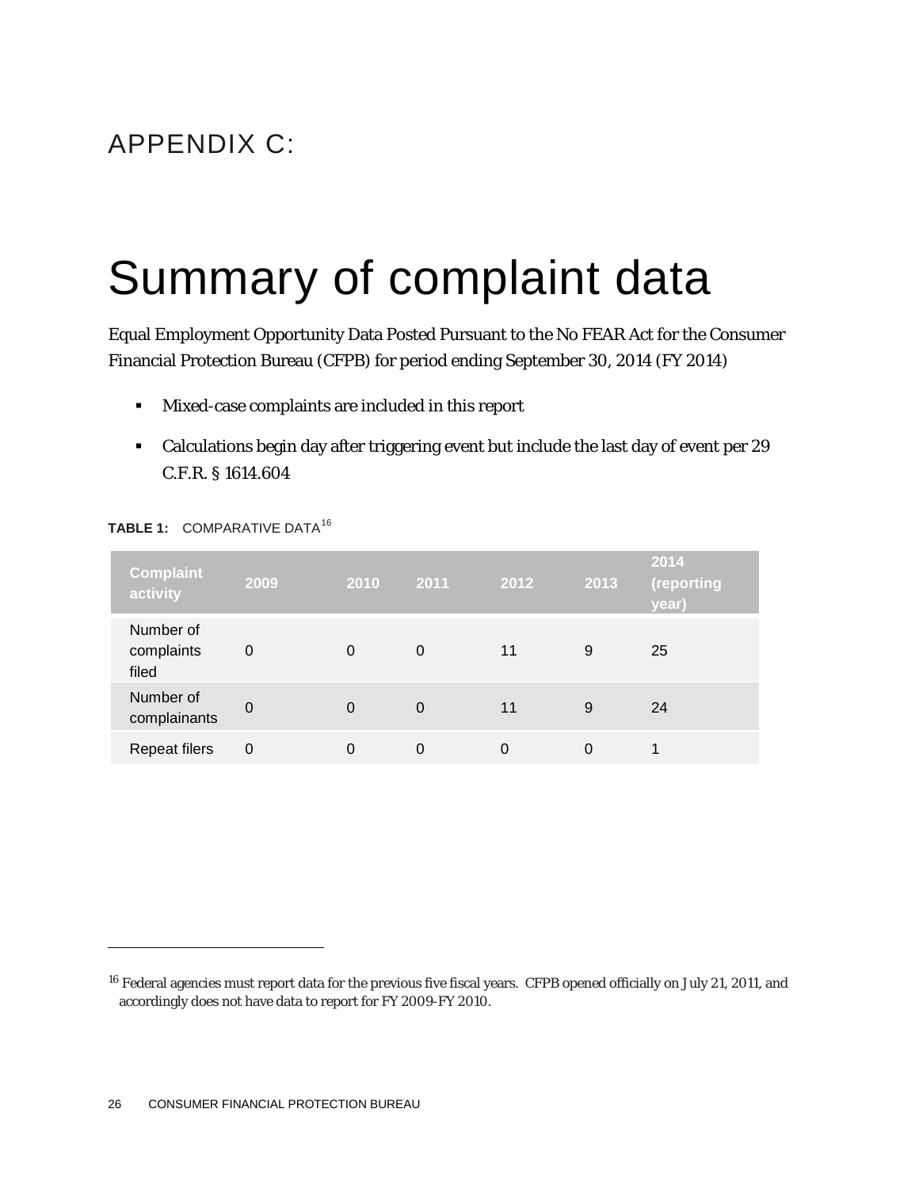APPENDIX C:

# Summary of complaint data

Equal Employment Opportunity Data Posted Pursuant to the No FEAR Act for the Consumer Financial Protection Bureau (CFPB) for period ending September 30, 2014 (FY 2014)

- Mixed-case complaints are included in this report
- Calculations begin day after triggering event but include the last day of event per 29 C.F.R. § 1614.604

**TABLE 1:** COMPARATIVE DATA[16]

| Complaint activity | 2009 | 2010 | 2011 | 2012 | 2013 | 2014 (reporting year) |
|---|---|---|---|---|---|---|
| Number of complaints filed | 0 | 0 | 0 | 11 | 9 | 25 |
| Number of complainants | 0 | 0 | 0 | 11 | 9 | 24 |
| Repeat filers | 0 | 0 | 0 | 0 | 0 | 1 |

[16] Federal agencies must report data for the previous five fiscal years. CFPB opened officially on July 21, 2011, and accordingly does not have data to report for FY 2009-FY 2010.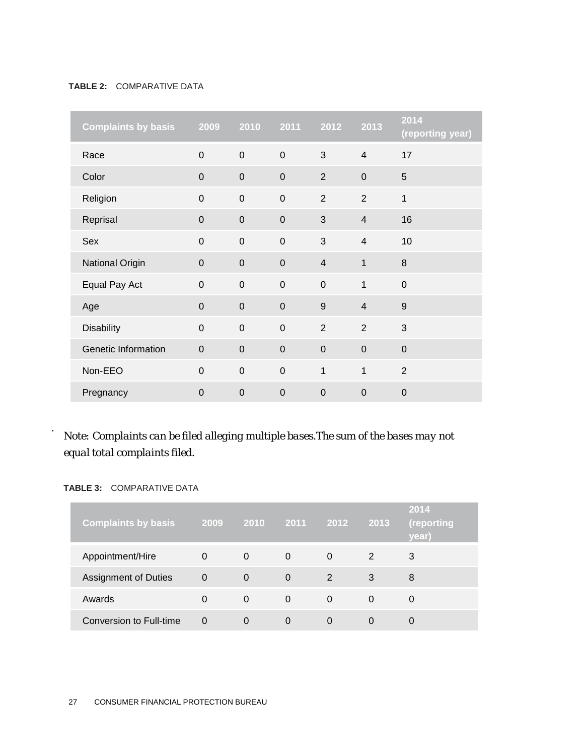**TABLE 2:** COMPARATIVE DATA

| Complaints by basis | 2009 | 2010 | 2011 | 2012 | 2013 | 2014 (reporting year) |
|---|---|---|---|---|---|---|
| Race | 0 | 0 | 0 | 3 | 4 | 17 |
| Color | 0 | 0 | 0 | 2 | 0 | 5 |
| Religion | 0 | 0 | 0 | 2 | 2 | 1 |
| Reprisal | 0 | 0 | 0 | 3 | 4 | 16 |
| Sex | 0 | 0 | 0 | 3 | 4 | 10 |
| National Origin | 0 | 0 | 0 | 4 | 1 | 8 |
| Equal Pay Act | 0 | 0 | 0 | 0 | 1 | 0 |
| Age | 0 | 0 | 0 | 9 | 4 | 9 |
| Disability | 0 | 0 | 0 | 2 | 2 | 3 |
| Genetic Information | 0 | 0 | 0 | 0 | 0 | 0 |
| Non-EEO | 0 | 0 | 0 | 1 | 1 | 2 |
| Pregnancy | 0 | 0 | 0 | 0 | 0 | 0 |

*Note: Complaints can be filed alleging multiple bases.The sum of the bases may not equal total complaints filed.*

**TABLE 3:** COMPARATIVE DATA

| Complaints by basis | 2009 | 2010 | 2011 | 2012 | 2013 | 2014 (reporting year) |
|---|---|---|---|---|---|---|
| Appointment/Hire | 0 | 0 | 0 | 0 | 2 | 3 |
| Assignment of Duties | 0 | 0 | 0 | 2 | 3 | 8 |
| Awards | 0 | 0 | 0 | 0 | 0 | 0 |
| Conversion to Full-time | 0 | 0 | 0 | 0 | 0 | 0 |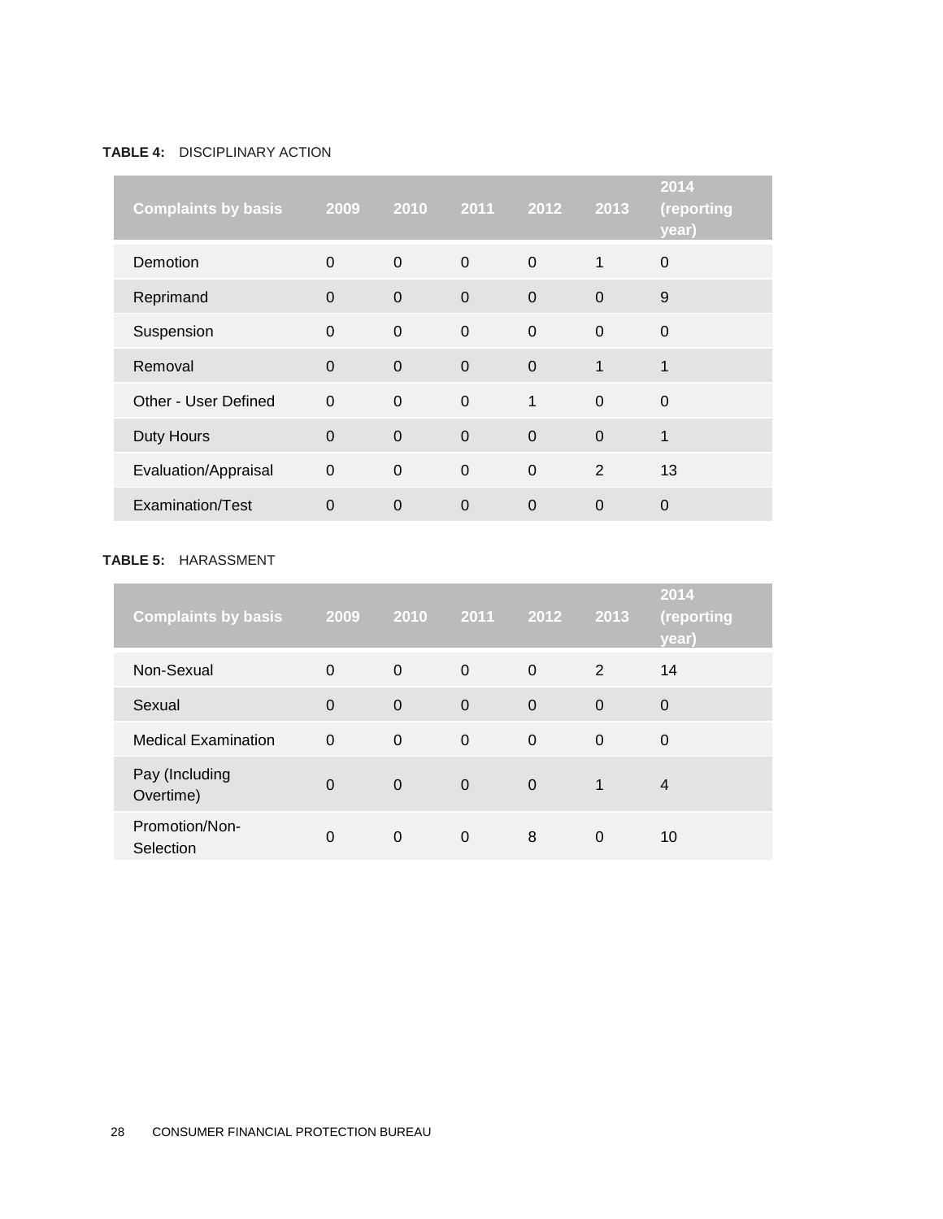**TABLE 4:** DISCIPLINARY ACTION

| Complaints by basis | 2009 | 2010 | 2011 | 2012 | 2013 | 2014 (reporting year) |
|---|---|---|---|---|---|---|
| Demotion | 0 | 0 | 0 | 0 | 1 | 0 |
| Reprimand | 0 | 0 | 0 | 0 | 0 | 9 |
| Suspension | 0 | 0 | 0 | 0 | 0 | 0 |
| Removal | 0 | 0 | 0 | 0 | 1 | 1 |
| Other - User Defined | 0 | 0 | 0 | 1 | 0 | 0 |
| Duty Hours | 0 | 0 | 0 | 0 | 0 | 1 |
| Evaluation/Appraisal | 0 | 0 | 0 | 0 | 2 | 13 |
| Examination/Test | 0 | 0 | 0 | 0 | 0 | 0 |

**TABLE 5:** HARASSMENT

| Complaints by basis | 2009 | 2010 | 2011 | 2012 | 2013 | 2014 (reporting year) |
|---|---|---|---|---|---|---|
| Non-Sexual | 0 | 0 | 0 | 0 | 2 | 14 |
| Sexual | 0 | 0 | 0 | 0 | 0 | 0 |
| Medical Examination | 0 | 0 | 0 | 0 | 0 | 0 |
| Pay (Including Overtime) | 0 | 0 | 0 | 0 | 1 | 4 |
| Promotion/Non-Selection | 0 | 0 | 0 | 8 | 0 | 10 |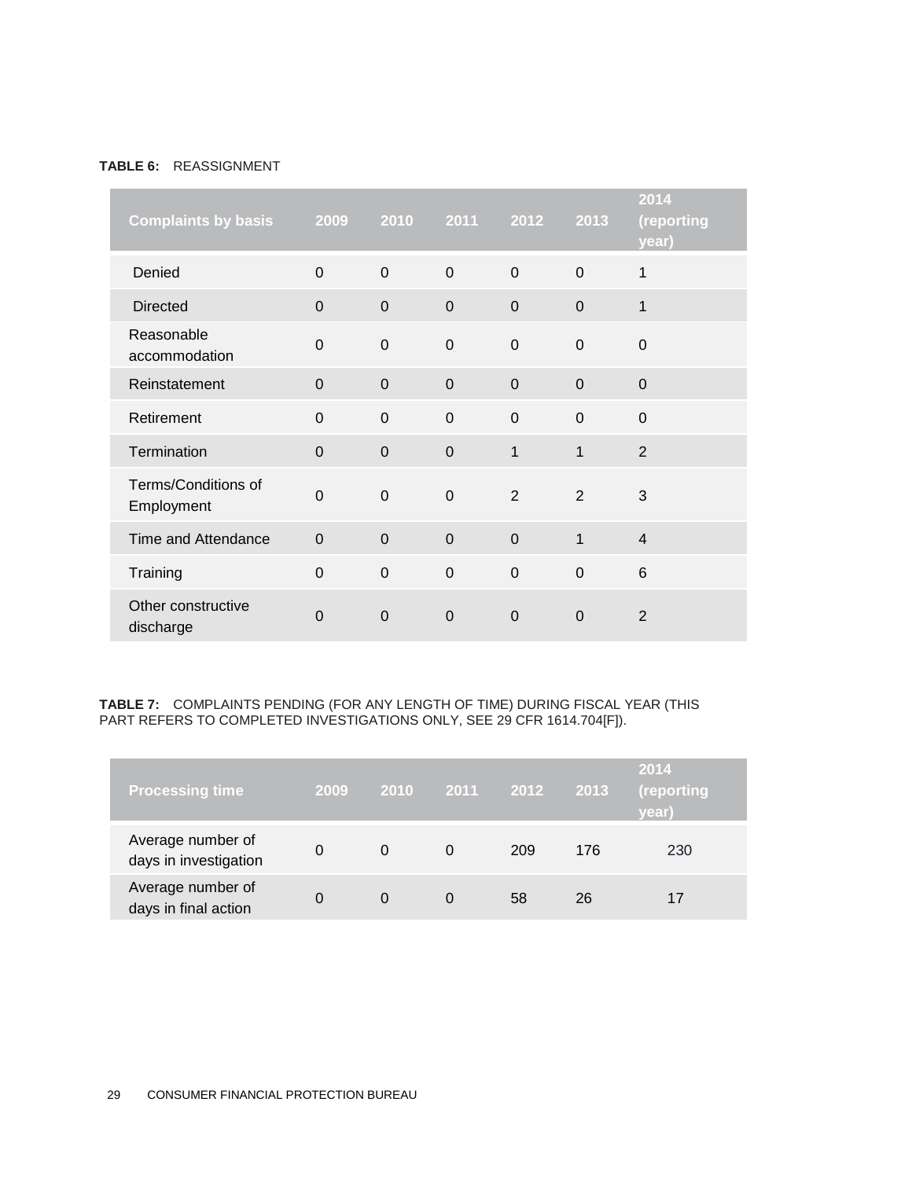**TABLE 6:** REASSIGNMENT

| Complaints by basis | 2009 | 2010 | 2011 | 2012 | 2013 | 2014 (reporting year) |
|---|---|---|---|---|---|---|
| Denied | 0 | 0 | 0 | 0 | 0 | 1 |
| Directed | 0 | 0 | 0 | 0 | 0 | 1 |
| Reasonable accommodation | 0 | 0 | 0 | 0 | 0 | 0 |
| Reinstatement | 0 | 0 | 0 | 0 | 0 | 0 |
| Retirement | 0 | 0 | 0 | 0 | 0 | 0 |
| Termination | 0 | 0 | 0 | 1 | 1 | 2 |
| Terms/Conditions of Employment | 0 | 0 | 0 | 2 | 2 | 3 |
| Time and Attendance | 0 | 0 | 0 | 0 | 1 | 4 |
| Training | 0 | 0 | 0 | 0 | 0 | 6 |
| Other constructive discharge | 0 | 0 | 0 | 0 | 0 | 2 |

**TABLE 7:** COMPLAINTS PENDING (FOR ANY LENGTH OF TIME) DURING FISCAL YEAR (THIS PART REFERS TO COMPLETED INVESTIGATIONS ONLY, SEE 29 CFR 1614.704[F]).

| Processing time | 2009 | 2010 | 2011 | 2012 | 2013 | 2014 (reporting year) |
|---|---|---|---|---|---|---|
| Average number of days in investigation | 0 | 0 | 0 | 209 | 176 | 230 |
| Average number of days in final action | 0 | 0 | 0 | 58 | 26 | 17 |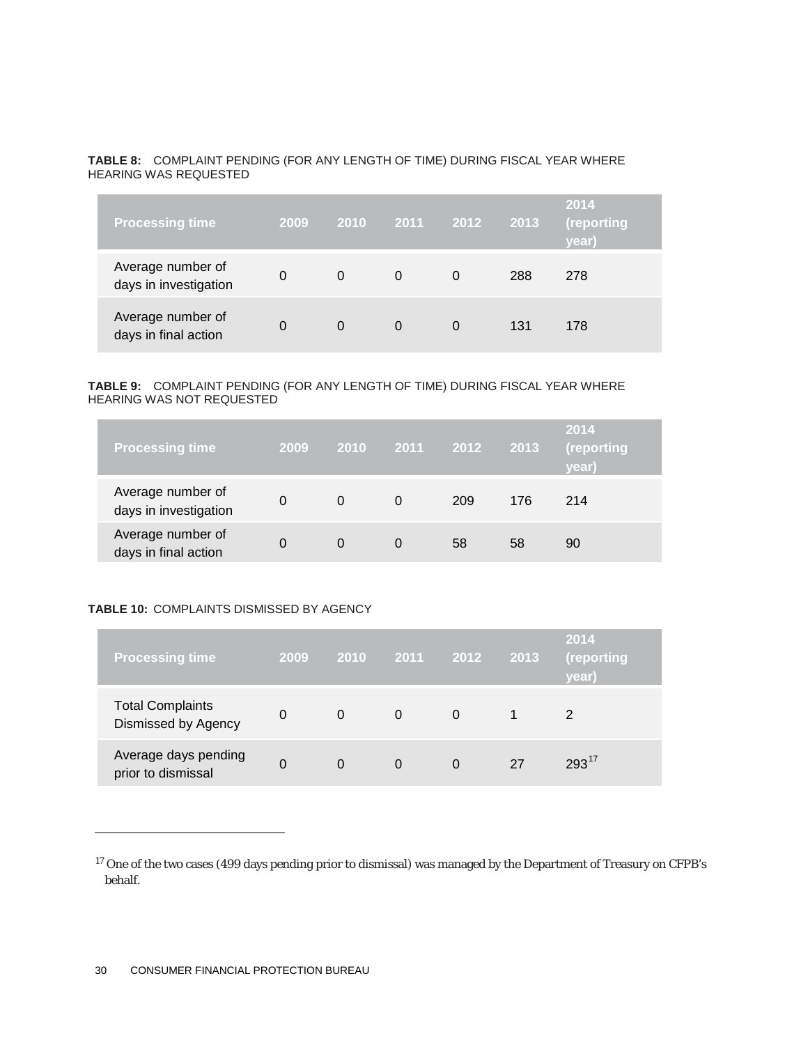**TABLE 8:** COMPLAINT PENDING (FOR ANY LENGTH OF TIME) DURING FISCAL YEAR WHERE HEARING WAS REQUESTED

| Processing time | 2009 | 2010 | 2011 | 2012 | 2013 | 2014 (reporting year) |
|---|---|---|---|---|---|---|
| Average number of days in investigation | 0 | 0 | 0 | 0 | 288 | 278 |
| Average number of days in final action | 0 | 0 | 0 | 0 | 131 | 178 |

**TABLE 9:** COMPLAINT PENDING (FOR ANY LENGTH OF TIME) DURING FISCAL YEAR WHERE HEARING WAS NOT REQUESTED

| Processing time | 2009 | 2010 | 2011 | 2012 | 2013 | 2014 (reporting year) |
|---|---|---|---|---|---|---|
| Average number of days in investigation | 0 | 0 | 0 | 209 | 176 | 214 |
| Average number of days in final action | 0 | 0 | 0 | 58 | 58 | 90 |

**TABLE 10:** COMPLAINTS DISMISSED BY AGENCY

| Processing time | 2009 | 2010 | 2011 | 2012 | 2013 | 2014 (reporting year) |
|---|---|---|---|---|---|---|
| Total Complaints Dismissed by Agency | 0 | 0 | 0 | 0 | 1 | 2 |
| Average days pending prior to dismissal | 0 | 0 | 0 | 0 | 27 | 293[17] |

[17] One of the two cases (499 days pending prior to dismissal) was managed by the Department of Treasury on CFPB's behalf.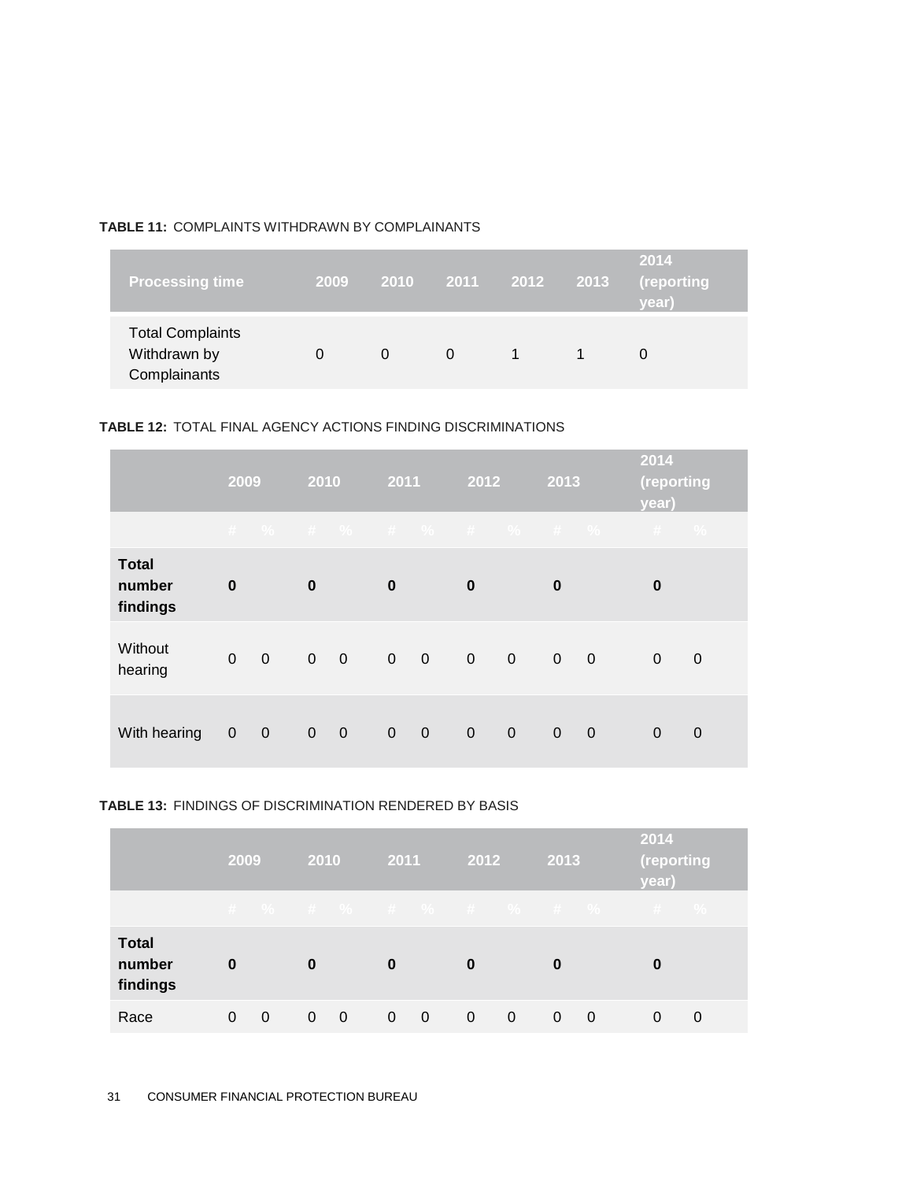**TABLE 11:** COMPLAINTS WITHDRAWN BY COMPLAINANTS

| Processing time | 2009 | 2010 | 2011 | 2012 | 2013 | 2014 (reporting year) |
|---|---|---|---|---|---|---|
| Total Complaints Withdrawn by Complainants | 0 | 0 | 0 | 1 | 1 | 0 |

**TABLE 12:** TOTAL FINAL AGENCY ACTIONS FINDING DISCRIMINATIONS

| | 2009 | | 2010 | | 2011 | | 2012 | | 2013 | | 2014 (reporting year) | |
|---|---|---|---|---|---|---|---|---|---|---|---|---|
| | # | % | # | % | # | % | # | % | # | % | # | % |
| **Total number findings** | **0** | | **0** | | **0** | | **0** | | **0** | | **0** | |
| Without hearing | 0 | 0 | 0 | 0 | 0 | 0 | 0 | 0 | 0 | 0 | 0 | 0 |
| With hearing | 0 | 0 | 0 | 0 | 0 | 0 | 0 | 0 | 0 | 0 | 0 | 0 |

**TABLE 13:** FINDINGS OF DISCRIMINATION RENDERED BY BASIS

| | 2009 | | 2010 | | 2011 | | 2012 | | 2013 | | 2014 (reporting year) | |
|---|---|---|---|---|---|---|---|---|---|---|---|---|
| | # | % | # | % | # | % | # | % | # | % | # | % |
| **Total number findings** | **0** | | **0** | | **0** | | **0** | | **0** | | **0** | |
| Race | 0 | 0 | 0 | 0 | 0 | 0 | 0 | 0 | 0 | 0 | 0 | 0 |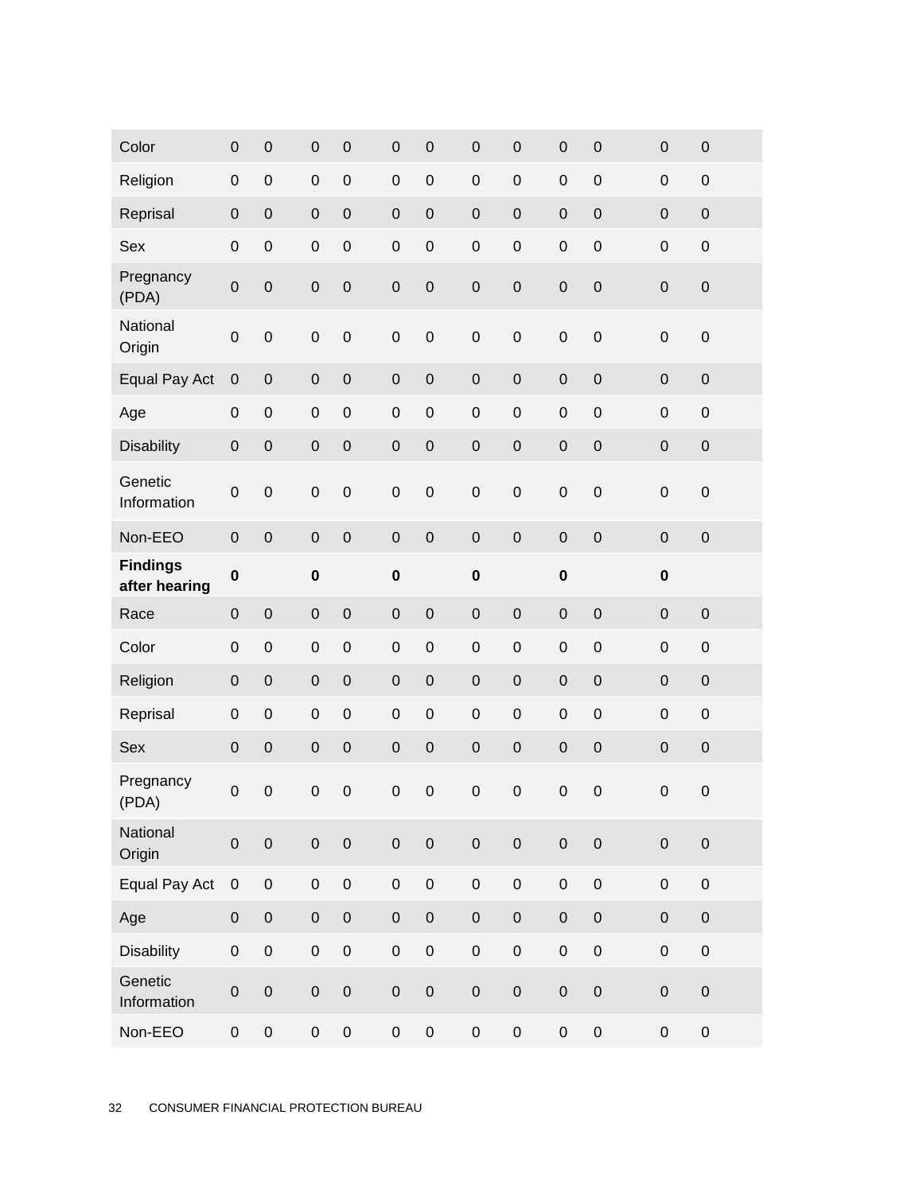| | | | | | | | | | | | | |
|---|---|---|---|---|---|---|---|---|---|---|---|---|
| Color | 0 | 0 | 0 | 0 | 0 | 0 | 0 | 0 | 0 | 0 | 0 | 0 |
| Religion | 0 | 0 | 0 | 0 | 0 | 0 | 0 | 0 | 0 | 0 | 0 | 0 |
| Reprisal | 0 | 0 | 0 | 0 | 0 | 0 | 0 | 0 | 0 | 0 | 0 | 0 |
| Sex | 0 | 0 | 0 | 0 | 0 | 0 | 0 | 0 | 0 | 0 | 0 | 0 |
| Pregnancy (PDA) | 0 | 0 | 0 | 0 | 0 | 0 | 0 | 0 | 0 | 0 | 0 | 0 |
| National Origin | 0 | 0 | 0 | 0 | 0 | 0 | 0 | 0 | 0 | 0 | 0 | 0 |
| Equal Pay Act | 0 | 0 | 0 | 0 | 0 | 0 | 0 | 0 | 0 | 0 | 0 | 0 |
| Age | 0 | 0 | 0 | 0 | 0 | 0 | 0 | 0 | 0 | 0 | 0 | 0 |
| Disability | 0 | 0 | 0 | 0 | 0 | 0 | 0 | 0 | 0 | 0 | 0 | 0 |
| Genetic Information | 0 | 0 | 0 | 0 | 0 | 0 | 0 | 0 | 0 | 0 | 0 | 0 |
| Non-EEO | 0 | 0 | 0 | 0 | 0 | 0 | 0 | 0 | 0 | 0 | 0 | 0 |
| **Findings after hearing** | **0** | | **0** | | **0** | | **0** | | **0** | | **0** | |
| Race | 0 | 0 | 0 | 0 | 0 | 0 | 0 | 0 | 0 | 0 | 0 | 0 |
| Color | 0 | 0 | 0 | 0 | 0 | 0 | 0 | 0 | 0 | 0 | 0 | 0 |
| Religion | 0 | 0 | 0 | 0 | 0 | 0 | 0 | 0 | 0 | 0 | 0 | 0 |
| Reprisal | 0 | 0 | 0 | 0 | 0 | 0 | 0 | 0 | 0 | 0 | 0 | 0 |
| Sex | 0 | 0 | 0 | 0 | 0 | 0 | 0 | 0 | 0 | 0 | 0 | 0 |
| Pregnancy (PDA) | 0 | 0 | 0 | 0 | 0 | 0 | 0 | 0 | 0 | 0 | 0 | 0 |
| National Origin | 0 | 0 | 0 | 0 | 0 | 0 | 0 | 0 | 0 | 0 | 0 | 0 |
| Equal Pay Act | 0 | 0 | 0 | 0 | 0 | 0 | 0 | 0 | 0 | 0 | 0 | 0 |
| Age | 0 | 0 | 0 | 0 | 0 | 0 | 0 | 0 | 0 | 0 | 0 | 0 |
| Disability | 0 | 0 | 0 | 0 | 0 | 0 | 0 | 0 | 0 | 0 | 0 | 0 |
| Genetic Information | 0 | 0 | 0 | 0 | 0 | 0 | 0 | 0 | 0 | 0 | 0 | 0 |
| Non-EEO | 0 | 0 | 0 | 0 | 0 | 0 | 0 | 0 | 0 | 0 | 0 | 0 |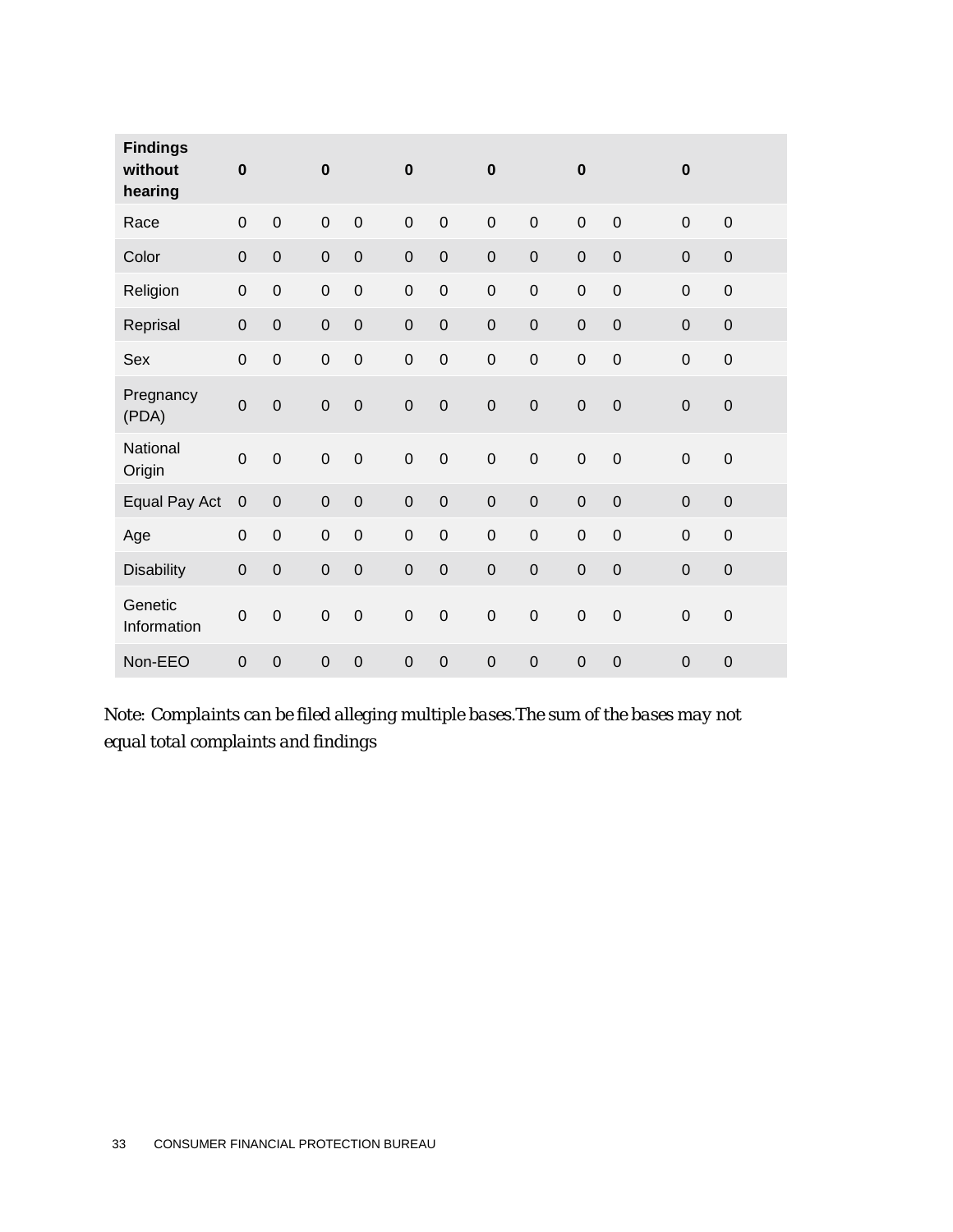| **Findings without hearing** | **0** | | **0** | | **0** | | **0** | | **0** | | **0** | |
|---|---|---|---|---|---|---|---|---|---|---|---|---|
| Race | 0 | 0 | 0 | 0 | 0 | 0 | 0 | 0 | 0 | 0 | 0 | 0 |
| Color | 0 | 0 | 0 | 0 | 0 | 0 | 0 | 0 | 0 | 0 | 0 | 0 |
| Religion | 0 | 0 | 0 | 0 | 0 | 0 | 0 | 0 | 0 | 0 | 0 | 0 |
| Reprisal | 0 | 0 | 0 | 0 | 0 | 0 | 0 | 0 | 0 | 0 | 0 | 0 |
| Sex | 0 | 0 | 0 | 0 | 0 | 0 | 0 | 0 | 0 | 0 | 0 | 0 |
| Pregnancy (PDA) | 0 | 0 | 0 | 0 | 0 | 0 | 0 | 0 | 0 | 0 | 0 | 0 |
| National Origin | 0 | 0 | 0 | 0 | 0 | 0 | 0 | 0 | 0 | 0 | 0 | 0 |
| Equal Pay Act | 0 | 0 | 0 | 0 | 0 | 0 | 0 | 0 | 0 | 0 | 0 | 0 |
| Age | 0 | 0 | 0 | 0 | 0 | 0 | 0 | 0 | 0 | 0 | 0 | 0 |
| Disability | 0 | 0 | 0 | 0 | 0 | 0 | 0 | 0 | 0 | 0 | 0 | 0 |
| Genetic Information | 0 | 0 | 0 | 0 | 0 | 0 | 0 | 0 | 0 | 0 | 0 | 0 |
| Non-EEO | 0 | 0 | 0 | 0 | 0 | 0 | 0 | 0 | 0 | 0 | 0 | 0 |

*Note: Complaints can be filed alleging multiple bases.The sum of the bases may not equal total complaints and findings*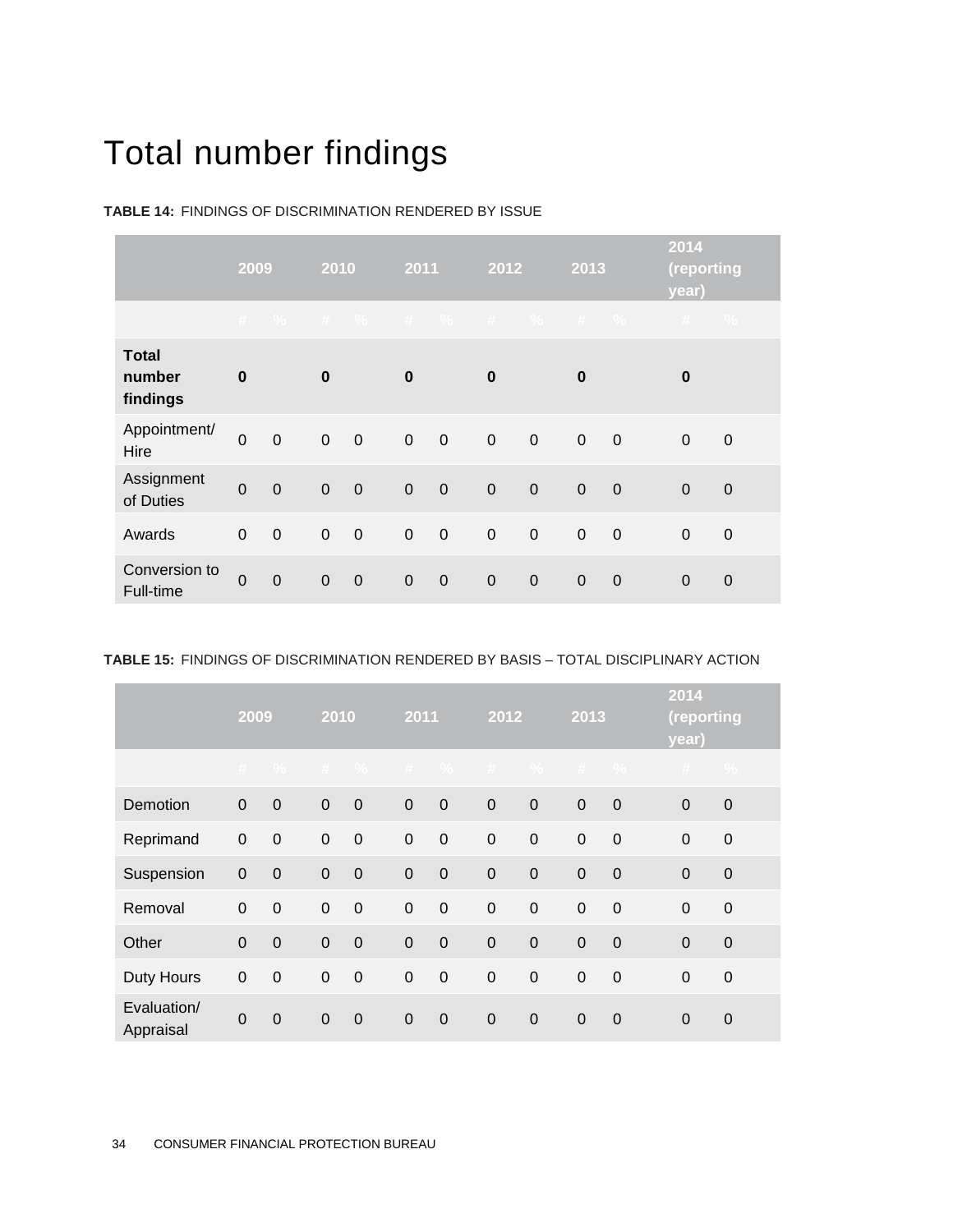# Total number findings

**TABLE 14:** FINDINGS OF DISCRIMINATION RENDERED BY ISSUE

| | 2009 | | 2010 | | 2011 | | 2012 | | 2013 | | 2014 (reporting year) | |
|---|---|---|---|---|---|---|---|---|---|---|---|---|
| | # | % | # | % | # | % | # | % | # | % | # | % |
| **Total number findings** | **0** | | **0** | | **0** | | **0** | | **0** | | **0** | |
| Appointment/ Hire | 0 | 0 | 0 | 0 | 0 | 0 | 0 | 0 | 0 | 0 | 0 | 0 |
| Assignment of Duties | 0 | 0 | 0 | 0 | 0 | 0 | 0 | 0 | 0 | 0 | 0 | 0 |
| Awards | 0 | 0 | 0 | 0 | 0 | 0 | 0 | 0 | 0 | 0 | 0 | 0 |
| Conversion to Full-time | 0 | 0 | 0 | 0 | 0 | 0 | 0 | 0 | 0 | 0 | 0 | 0 |

**TABLE 15:** FINDINGS OF DISCRIMINATION RENDERED BY BASIS – TOTAL DISCIPLINARY ACTION

| | 2009 | | 2010 | | 2011 | | 2012 | | 2013 | | 2014 (reporting year) | |
|---|---|---|---|---|---|---|---|---|---|---|---|---|
| | # | % | # | % | # | % | # | % | # | % | # | % |
| Demotion | 0 | 0 | 0 | 0 | 0 | 0 | 0 | 0 | 0 | 0 | 0 | 0 |
| Reprimand | 0 | 0 | 0 | 0 | 0 | 0 | 0 | 0 | 0 | 0 | 0 | 0 |
| Suspension | 0 | 0 | 0 | 0 | 0 | 0 | 0 | 0 | 0 | 0 | 0 | 0 |
| Removal | 0 | 0 | 0 | 0 | 0 | 0 | 0 | 0 | 0 | 0 | 0 | 0 |
| Other | 0 | 0 | 0 | 0 | 0 | 0 | 0 | 0 | 0 | 0 | 0 | 0 |
| Duty Hours | 0 | 0 | 0 | 0 | 0 | 0 | 0 | 0 | 0 | 0 | 0 | 0 |
| Evaluation/ Appraisal | 0 | 0 | 0 | 0 | 0 | 0 | 0 | 0 | 0 | 0 | 0 | 0 |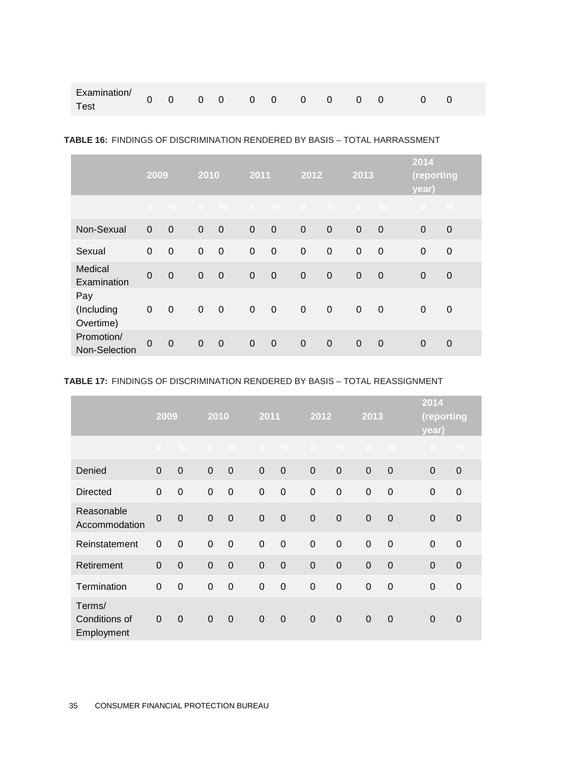| Examination/ Test | 0 | 0 | 0 | 0 | 0 | 0 | 0 | 0 | 0 | 0 | 0 | 0 |
|---|---|---|---|---|---|---|---|---|---|---|---|---|

**TABLE 16:** FINDINGS OF DISCRIMINATION RENDERED BY BASIS – TOTAL HARRASSMENT

| | 2009 | | 2010 | | 2011 | | 2012 | | 2013 | | 2014 (reporting year) | |
|---|---|---|---|---|---|---|---|---|---|---|---|---|
| | # | % | # | % | # | % | # | % | # | % | # | % |
| Non-Sexual | 0 | 0 | 0 | 0 | 0 | 0 | 0 | 0 | 0 | 0 | 0 | 0 |
| Sexual | 0 | 0 | 0 | 0 | 0 | 0 | 0 | 0 | 0 | 0 | 0 | 0 |
| Medical Examination | 0 | 0 | 0 | 0 | 0 | 0 | 0 | 0 | 0 | 0 | 0 | 0 |
| Pay (Including Overtime) | 0 | 0 | 0 | 0 | 0 | 0 | 0 | 0 | 0 | 0 | 0 | 0 |
| Promotion/ Non-Selection | 0 | 0 | 0 | 0 | 0 | 0 | 0 | 0 | 0 | 0 | 0 | 0 |

**TABLE 17:** FINDINGS OF DISCRIMINATION RENDERED BY BASIS – TOTAL REASSIGNMENT

| | 2009 | | 2010 | | 2011 | | 2012 | | 2013 | | 2014 (reporting year) | |
|---|---|---|---|---|---|---|---|---|---|---|---|---|
| | # | % | # | % | # | % | # | % | # | % | # | % |
| Denied | 0 | 0 | 0 | 0 | 0 | 0 | 0 | 0 | 0 | 0 | 0 | 0 |
| Directed | 0 | 0 | 0 | 0 | 0 | 0 | 0 | 0 | 0 | 0 | 0 | 0 |
| Reasonable Accommodation | 0 | 0 | 0 | 0 | 0 | 0 | 0 | 0 | 0 | 0 | 0 | 0 |
| Reinstatement | 0 | 0 | 0 | 0 | 0 | 0 | 0 | 0 | 0 | 0 | 0 | 0 |
| Retirement | 0 | 0 | 0 | 0 | 0 | 0 | 0 | 0 | 0 | 0 | 0 | 0 |
| Termination | 0 | 0 | 0 | 0 | 0 | 0 | 0 | 0 | 0 | 0 | 0 | 0 |
| Terms/ Conditions of Employment | 0 | 0 | 0 | 0 | 0 | 0 | 0 | 0 | 0 | 0 | 0 | 0 |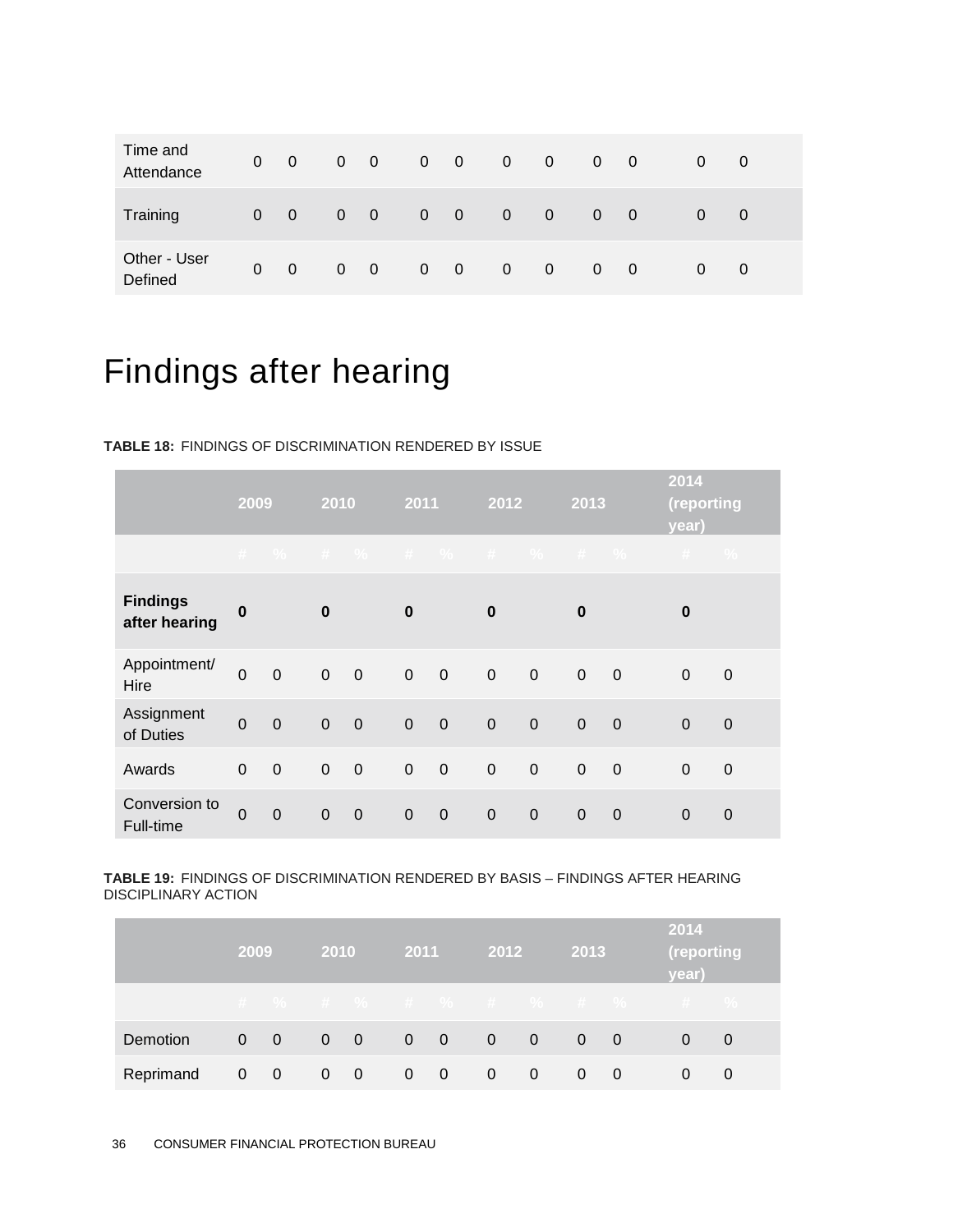| | | | | | | | | | | | | |
|---|---|---|---|---|---|---|---|---|---|---|---|---|
| Time and Attendance | 0 | 0 | 0 | 0 | 0 | 0 | 0 | 0 | 0 | 0 | 0 | 0 |
| Training | 0 | 0 | 0 | 0 | 0 | 0 | 0 | 0 | 0 | 0 | 0 | 0 |
| Other - User Defined | 0 | 0 | 0 | 0 | 0 | 0 | 0 | 0 | 0 | 0 | 0 | 0 |

# Findings after hearing

**TABLE 18:** FINDINGS OF DISCRIMINATION RENDERED BY ISSUE

| | 2009 | | 2010 | | 2011 | | 2012 | | 2013 | | 2014 (reporting year) | |
|---|---|---|---|---|---|---|---|---|---|---|---|---|
| | # | % | # | % | # | % | # | % | # | % | # | % |
| **Findings after hearing** | **0** | | **0** | | **0** | | **0** | | **0** | | **0** | |
| Appointment/ Hire | 0 | 0 | 0 | 0 | 0 | 0 | 0 | 0 | 0 | 0 | 0 | 0 |
| Assignment of Duties | 0 | 0 | 0 | 0 | 0 | 0 | 0 | 0 | 0 | 0 | 0 | 0 |
| Awards | 0 | 0 | 0 | 0 | 0 | 0 | 0 | 0 | 0 | 0 | 0 | 0 |
| Conversion to Full-time | 0 | 0 | 0 | 0 | 0 | 0 | 0 | 0 | 0 | 0 | 0 | 0 |

**TABLE 19:** FINDINGS OF DISCRIMINATION RENDERED BY BASIS – FINDINGS AFTER HEARING DISCIPLINARY ACTION

| | 2009 | | 2010 | | 2011 | | 2012 | | 2013 | | 2014 (reporting year) | |
|---|---|---|---|---|---|---|---|---|---|---|---|---|
| | # | % | # | % | # | % | # | % | # | % | # | % |
| Demotion | 0 | 0 | 0 | 0 | 0 | 0 | 0 | 0 | 0 | 0 | 0 | 0 |
| Reprimand | 0 | 0 | 0 | 0 | 0 | 0 | 0 | 0 | 0 | 0 | 0 | 0 |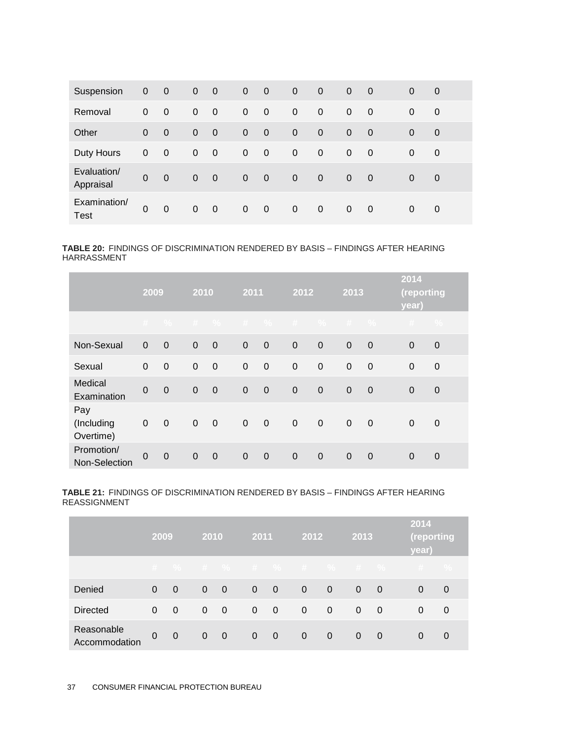| | | | | | | | | | | | | |
|---|---|---|---|---|---|---|---|---|---|---|---|---|
| Suspension | 0 | 0 | 0 | 0 | 0 | 0 | 0 | 0 | 0 | 0 | 0 | 0 |
| Removal | 0 | 0 | 0 | 0 | 0 | 0 | 0 | 0 | 0 | 0 | 0 | 0 |
| Other | 0 | 0 | 0 | 0 | 0 | 0 | 0 | 0 | 0 | 0 | 0 | 0 |
| Duty Hours | 0 | 0 | 0 | 0 | 0 | 0 | 0 | 0 | 0 | 0 | 0 | 0 |
| Evaluation/ Appraisal | 0 | 0 | 0 | 0 | 0 | 0 | 0 | 0 | 0 | 0 | 0 | 0 |
| Examination/ Test | 0 | 0 | 0 | 0 | 0 | 0 | 0 | 0 | 0 | 0 | 0 | 0 |

**TABLE 20:** FINDINGS OF DISCRIMINATION RENDERED BY BASIS – FINDINGS AFTER HEARING HARRASSMENT

| | 2009 | | 2010 | | 2011 | | 2012 | | 2013 | | 2014 (reporting year) | |
|---|---|---|---|---|---|---|---|---|---|---|---|---|
| | # | % | # | % | # | % | # | % | # | % | # | % |
| Non-Sexual | 0 | 0 | 0 | 0 | 0 | 0 | 0 | 0 | 0 | 0 | 0 | 0 |
| Sexual | 0 | 0 | 0 | 0 | 0 | 0 | 0 | 0 | 0 | 0 | 0 | 0 |
| Medical Examination | 0 | 0 | 0 | 0 | 0 | 0 | 0 | 0 | 0 | 0 | 0 | 0 |
| Pay (Including Overtime) | 0 | 0 | 0 | 0 | 0 | 0 | 0 | 0 | 0 | 0 | 0 | 0 |
| Promotion/ Non-Selection | 0 | 0 | 0 | 0 | 0 | 0 | 0 | 0 | 0 | 0 | 0 | 0 |

**TABLE 21:** FINDINGS OF DISCRIMINATION RENDERED BY BASIS – FINDINGS AFTER HEARING REASSIGNMENT

| | 2009 | | 2010 | | 2011 | | 2012 | | 2013 | | 2014 (reporting year) | |
|---|---|---|---|---|---|---|---|---|---|---|---|---|
| | # | % | # | % | # | % | # | % | # | % | # | % |
| Denied | 0 | 0 | 0 | 0 | 0 | 0 | 0 | 0 | 0 | 0 | 0 | 0 |
| Directed | 0 | 0 | 0 | 0 | 0 | 0 | 0 | 0 | 0 | 0 | 0 | 0 |
| Reasonable Accommodation | 0 | 0 | 0 | 0 | 0 | 0 | 0 | 0 | 0 | 0 | 0 | 0 |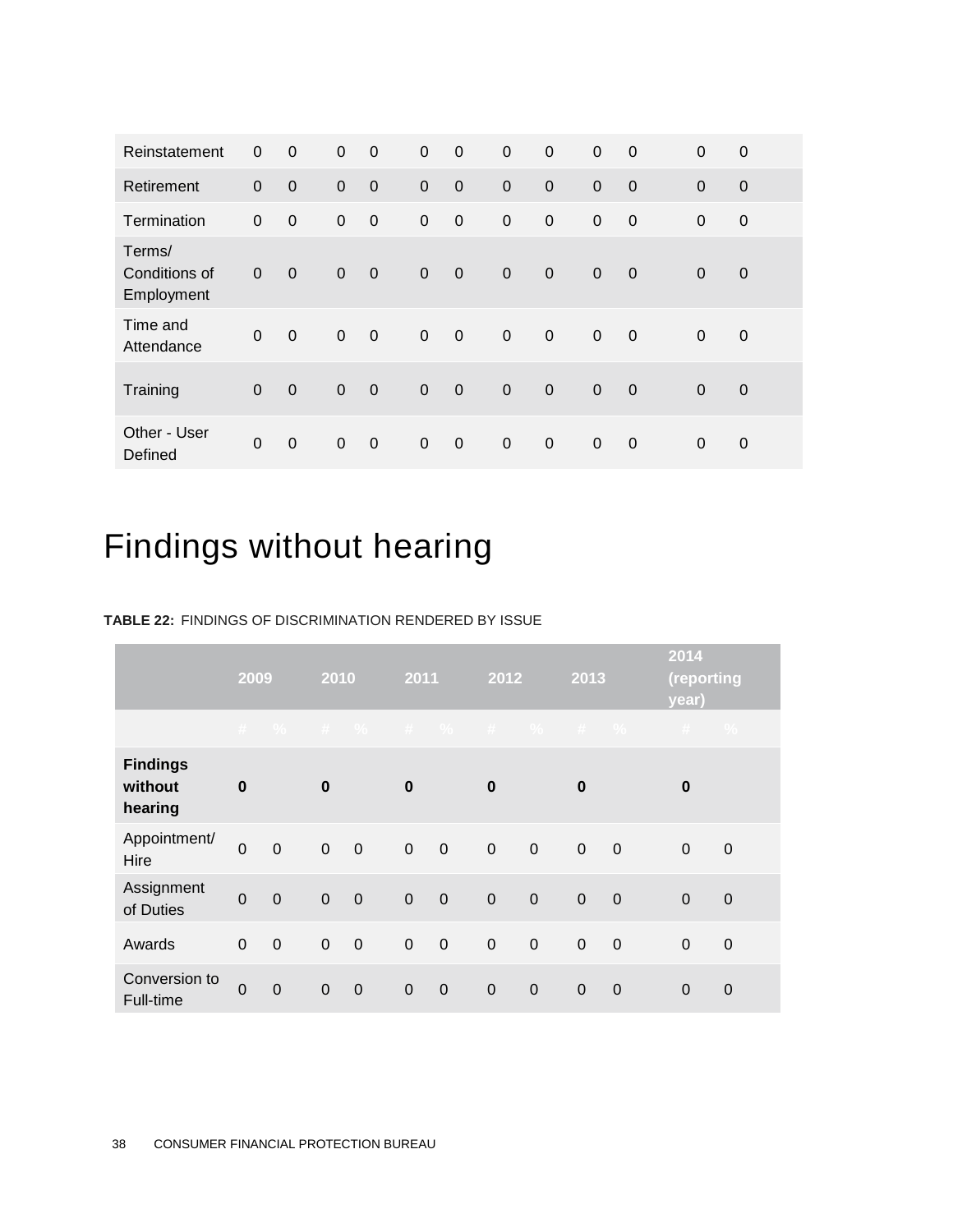| | | | | | | | | | | | | |
|---|---|---|---|---|---|---|---|---|---|---|---|---|
| Reinstatement | 0 | 0 | 0 | 0 | 0 | 0 | 0 | 0 | 0 | 0 | 0 | 0 |
| Retirement | 0 | 0 | 0 | 0 | 0 | 0 | 0 | 0 | 0 | 0 | 0 | 0 |
| Termination | 0 | 0 | 0 | 0 | 0 | 0 | 0 | 0 | 0 | 0 | 0 | 0 |
| Terms/ Conditions of Employment | 0 | 0 | 0 | 0 | 0 | 0 | 0 | 0 | 0 | 0 | 0 | 0 |
| Time and Attendance | 0 | 0 | 0 | 0 | 0 | 0 | 0 | 0 | 0 | 0 | 0 | 0 |
| Training | 0 | 0 | 0 | 0 | 0 | 0 | 0 | 0 | 0 | 0 | 0 | 0 |
| Other - User Defined | 0 | 0 | 0 | 0 | 0 | 0 | 0 | 0 | 0 | 0 | 0 | 0 |

# Findings without hearing

**TABLE 22:** FINDINGS OF DISCRIMINATION RENDERED BY ISSUE

| | 2009 | | 2010 | | 2011 | | 2012 | | 2013 | | 2014 (reporting year) | |
|---|---|---|---|---|---|---|---|---|---|---|---|---|
| | # | % | # | % | # | % | # | % | # | % | # | % |
| **Findings without hearing** | **0** | | **0** | | **0** | | **0** | | **0** | | **0** | |
| Appointment/ Hire | 0 | 0 | 0 | 0 | 0 | 0 | 0 | 0 | 0 | 0 | 0 | 0 |
| Assignment of Duties | 0 | 0 | 0 | 0 | 0 | 0 | 0 | 0 | 0 | 0 | 0 | 0 |
| Awards | 0 | 0 | 0 | 0 | 0 | 0 | 0 | 0 | 0 | 0 | 0 | 0 |
| Conversion to Full-time | 0 | 0 | 0 | 0 | 0 | 0 | 0 | 0 | 0 | 0 | 0 | 0 |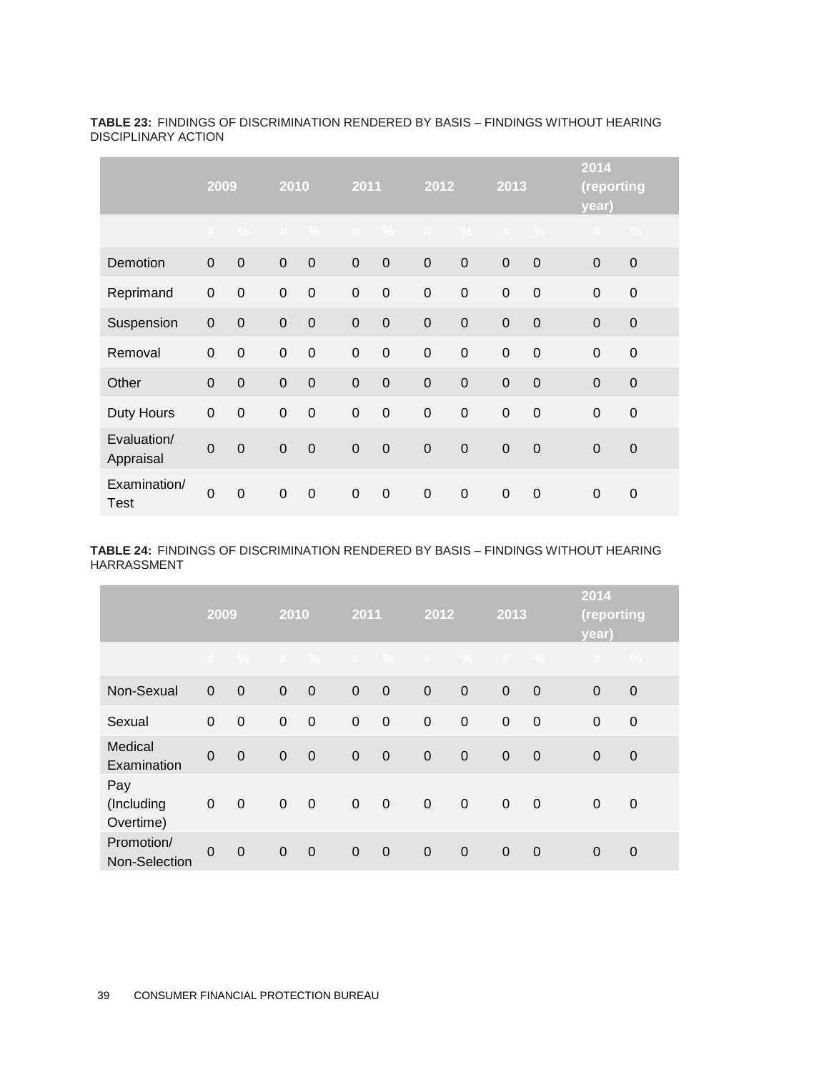**TABLE 23:** FINDINGS OF DISCRIMINATION RENDERED BY BASIS – FINDINGS WITHOUT HEARING DISCIPLINARY ACTION

| | 2009 | | 2010 | | 2011 | | 2012 | | 2013 | | 2014 (reporting year) | |
|---|---|---|---|---|---|---|---|---|---|---|---|---|
| | # | % | # | % | # | % | # | % | # | % | # | % |
| Demotion | 0 | 0 | 0 | 0 | 0 | 0 | 0 | 0 | 0 | 0 | 0 | 0 |
| Reprimand | 0 | 0 | 0 | 0 | 0 | 0 | 0 | 0 | 0 | 0 | 0 | 0 |
| Suspension | 0 | 0 | 0 | 0 | 0 | 0 | 0 | 0 | 0 | 0 | 0 | 0 |
| Removal | 0 | 0 | 0 | 0 | 0 | 0 | 0 | 0 | 0 | 0 | 0 | 0 |
| Other | 0 | 0 | 0 | 0 | 0 | 0 | 0 | 0 | 0 | 0 | 0 | 0 |
| Duty Hours | 0 | 0 | 0 | 0 | 0 | 0 | 0 | 0 | 0 | 0 | 0 | 0 |
| Evaluation/ Appraisal | 0 | 0 | 0 | 0 | 0 | 0 | 0 | 0 | 0 | 0 | 0 | 0 |
| Examination/ Test | 0 | 0 | 0 | 0 | 0 | 0 | 0 | 0 | 0 | 0 | 0 | 0 |

**TABLE 24:** FINDINGS OF DISCRIMINATION RENDERED BY BASIS – FINDINGS WITHOUT HEARING HARRASSMENT

| | 2009 | | 2010 | | 2011 | | 2012 | | 2013 | | 2014 (reporting year) | |
|---|---|---|---|---|---|---|---|---|---|---|---|---|
| | # | % | # | % | # | % | # | % | # | % | # | % |
| Non-Sexual | 0 | 0 | 0 | 0 | 0 | 0 | 0 | 0 | 0 | 0 | 0 | 0 |
| Sexual | 0 | 0 | 0 | 0 | 0 | 0 | 0 | 0 | 0 | 0 | 0 | 0 |
| Medical Examination | 0 | 0 | 0 | 0 | 0 | 0 | 0 | 0 | 0 | 0 | 0 | 0 |
| Pay (Including Overtime) | 0 | 0 | 0 | 0 | 0 | 0 | 0 | 0 | 0 | 0 | 0 | 0 |
| Promotion/ Non-Selection | 0 | 0 | 0 | 0 | 0 | 0 | 0 | 0 | 0 | 0 | 0 | 0 |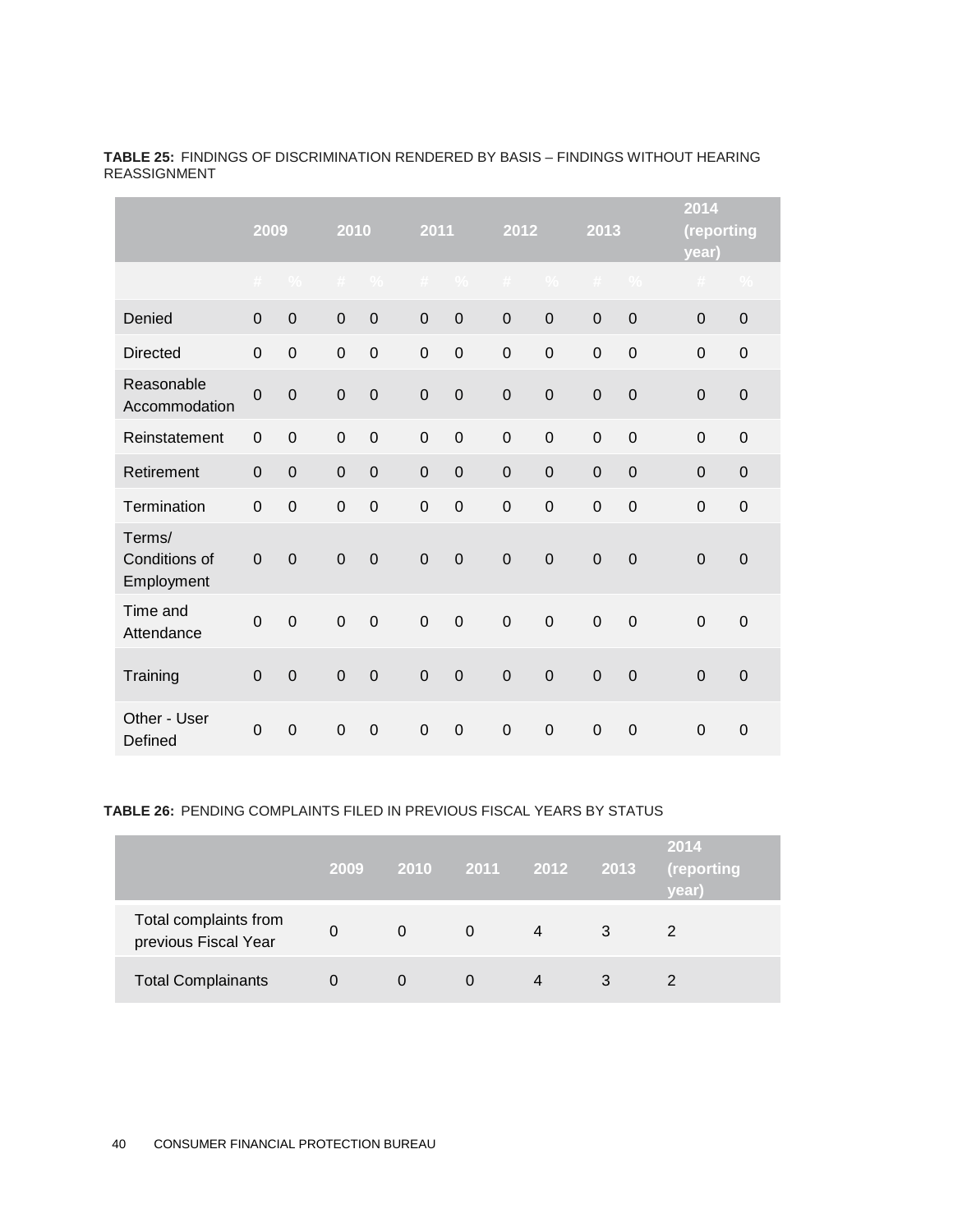**TABLE 25:** FINDINGS OF DISCRIMINATION RENDERED BY BASIS – FINDINGS WITHOUT HEARING REASSIGNMENT

| | 2009 | | 2010 | | 2011 | | 2012 | | 2013 | | 2014 (reporting year) | |
|---|---|---|---|---|---|---|---|---|---|---|---|---|
| | # | % | # | % | # | % | # | % | # | % | # | % |
| Denied | 0 | 0 | 0 | 0 | 0 | 0 | 0 | 0 | 0 | 0 | 0 | 0 |
| Directed | 0 | 0 | 0 | 0 | 0 | 0 | 0 | 0 | 0 | 0 | 0 | 0 |
| Reasonable Accommodation | 0 | 0 | 0 | 0 | 0 | 0 | 0 | 0 | 0 | 0 | 0 | 0 |
| Reinstatement | 0 | 0 | 0 | 0 | 0 | 0 | 0 | 0 | 0 | 0 | 0 | 0 |
| Retirement | 0 | 0 | 0 | 0 | 0 | 0 | 0 | 0 | 0 | 0 | 0 | 0 |
| Termination | 0 | 0 | 0 | 0 | 0 | 0 | 0 | 0 | 0 | 0 | 0 | 0 |
| Terms/ Conditions of Employment | 0 | 0 | 0 | 0 | 0 | 0 | 0 | 0 | 0 | 0 | 0 | 0 |
| Time and Attendance | 0 | 0 | 0 | 0 | 0 | 0 | 0 | 0 | 0 | 0 | 0 | 0 |
| Training | 0 | 0 | 0 | 0 | 0 | 0 | 0 | 0 | 0 | 0 | 0 | 0 |
| Other - User Defined | 0 | 0 | 0 | 0 | 0 | 0 | 0 | 0 | 0 | 0 | 0 | 0 |

**TABLE 26:** PENDING COMPLAINTS FILED IN PREVIOUS FISCAL YEARS BY STATUS

| | 2009 | 2010 | 2011 | 2012 | 2013 | 2014 (reporting year) |
|---|---|---|---|---|---|---|
| Total complaints from previous Fiscal Year | 0 | 0 | 0 | 4 | 3 | 2 |
| Total Complainants | 0 | 0 | 0 | 4 | 3 | 2 |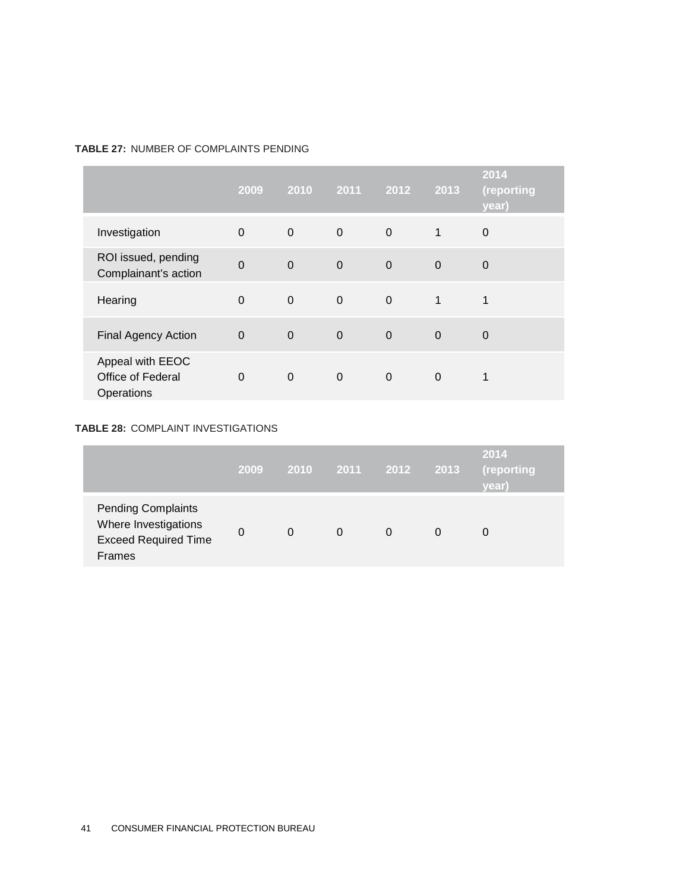**TABLE 27:** NUMBER OF COMPLAINTS PENDING

| | 2009 | 2010 | 2011 | 2012 | 2013 | 2014 (reporting year) |
|---|---|---|---|---|---|---|
| Investigation | 0 | 0 | 0 | 0 | 1 | 0 |
| ROI issued, pending Complainant's action | 0 | 0 | 0 | 0 | 0 | 0 |
| Hearing | 0 | 0 | 0 | 0 | 1 | 1 |
| Final Agency Action | 0 | 0 | 0 | 0 | 0 | 0 |
| Appeal with EEOC Office of Federal Operations | 0 | 0 | 0 | 0 | 0 | 1 |

**TABLE 28:** COMPLAINT INVESTIGATIONS

| | 2009 | 2010 | 2011 | 2012 | 2013 | 2014 (reporting year) |
|---|---|---|---|---|---|---|
| Pending Complaints Where Investigations Exceed Required Time Frames | 0 | 0 | 0 | 0 | 0 | 0 |